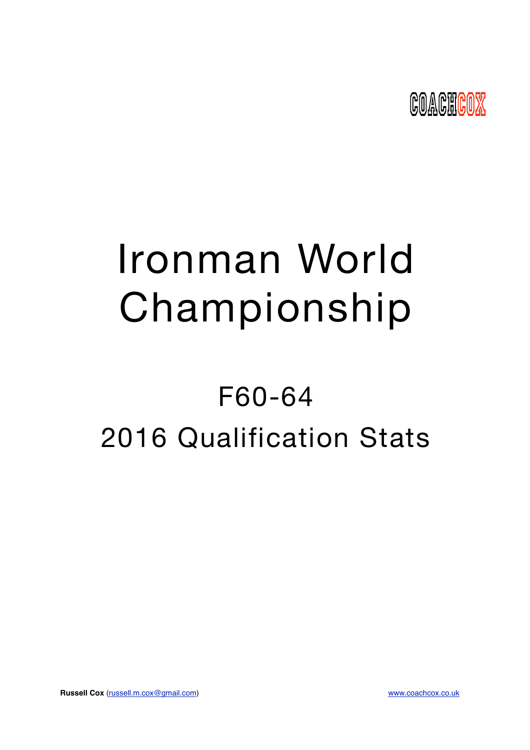COACHCOX

# Ironman World Championship

## F60-64

## 2016 Qualification Stats

**Russell Cox** (russell.m.cox@gmail.com) www.coachcox.co.uk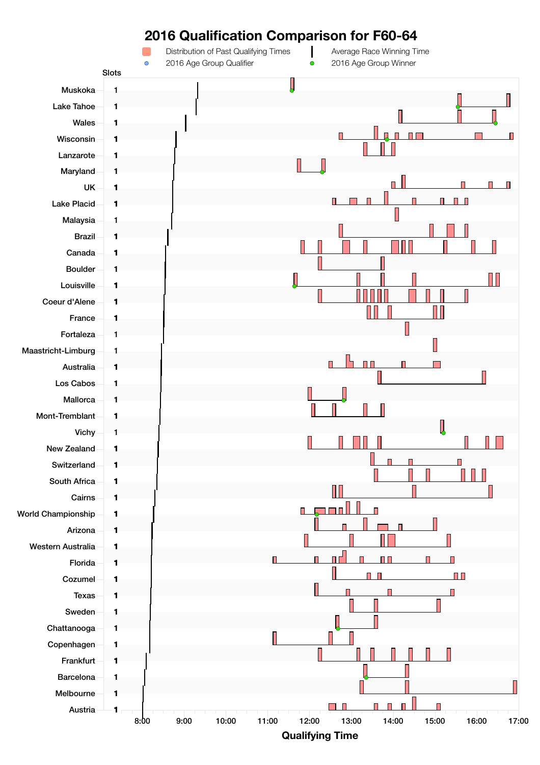# 2016 Qualification Comparison for F60-64

Distribution of Past Qualifying Times | Average Race Winning Time | 2016 Age Group Qualifier | 2016 Age Group Winner

| Race | Slots |
| --- | --- |
| Muskoka | 1 |
| Lake Tahoe | 1 |
| Wales | 1 |
| Wisconsin | 1 |
| Lanzarote | 1 |
| Maryland | 1 |
| UK | 1 |
| Lake Placid | 1 |
| Malaysia | 1 |
| Brazil | 1 |
| Canada | 1 |
| Boulder | 1 |
| Louisville | 1 |
| Coeur d'Alene | 1 |
| France | 1 |
| Fortaleza | 1 |
| Maastricht-Limburg | 1 |
| Australia | 1 |
| Los Cabos | 1 |
| Mallorca | 1 |
| Mont-Tremblant | 1 |
| Vichy | 1 |
| New Zealand | 1 |
| Switzerland | 1 |
| South Africa | 1 |
| Cairns | 1 |
| World Championship | 1 |
| Arizona | 1 |
| Western Australia | 1 |
| Florida | 1 |
| Cozumel | 1 |
| Texas | 1 |
| Sweden | 1 |
| Chattanooga | 1 |
| Copenhagen | 1 |
| Frankfurt | 1 |
| Barcelona | 1 |
| Melbourne | 1 |
| Austria | 1 |

Qualifying Time (8:00 – 17:00)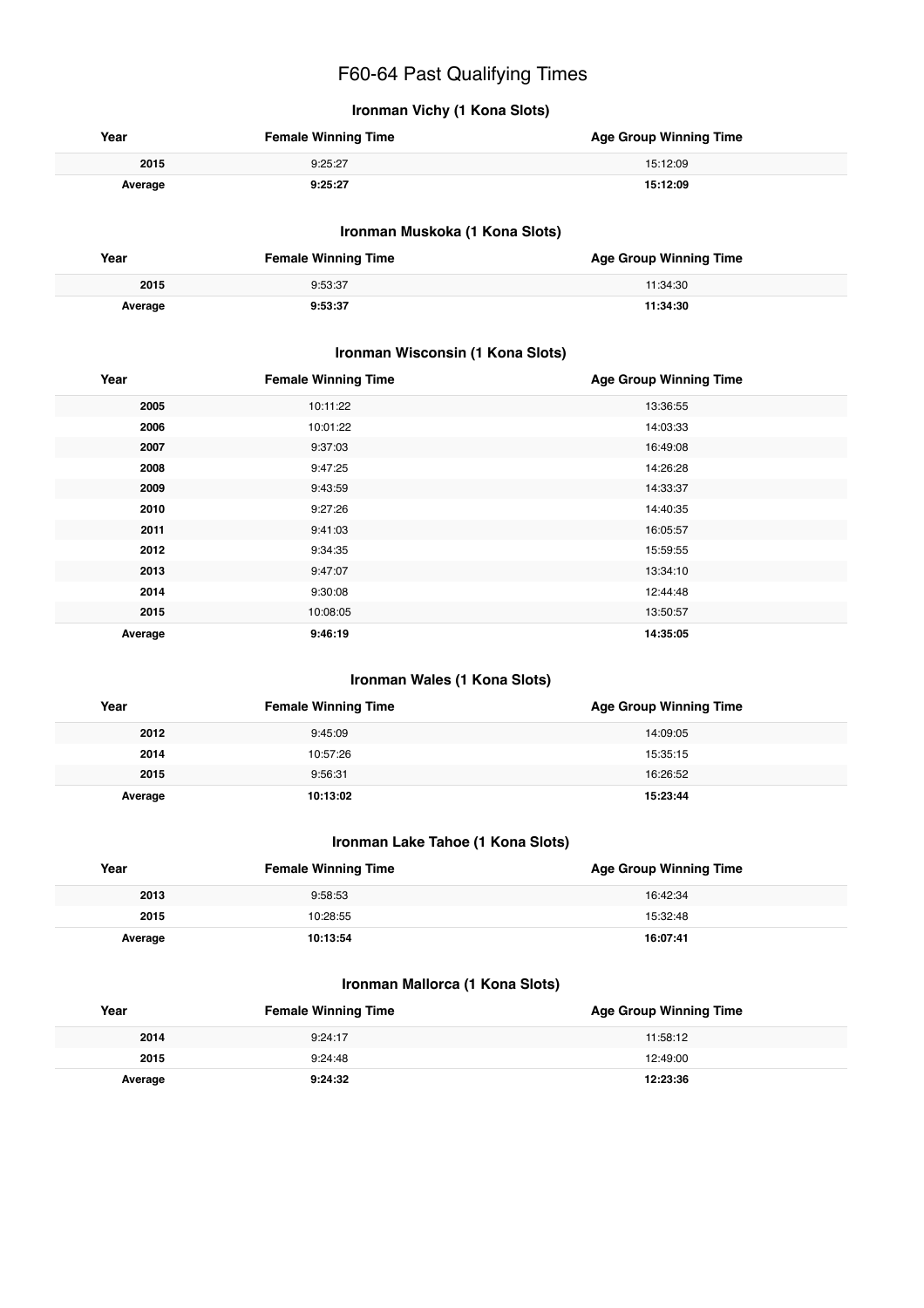# F60-64 Past Qualifying Times

### Ironman Vichy (1 Kona Slots)

| Year | Female Winning Time | Age Group Winning Time |
|---|---|---|
| **2015** | 9:25:27 | 15:12:09 |
| **Average** | **9:25:27** | **15:12:09** |

### Ironman Muskoka (1 Kona Slots)

| Year | Female Winning Time | Age Group Winning Time |
|---|---|---|
| **2015** | 9:53:37 | 11:34:30 |
| **Average** | **9:53:37** | **11:34:30** |

### Ironman Wisconsin (1 Kona Slots)

| Year | Female Winning Time | Age Group Winning Time |
|---|---|---|
| **2005** | 10:11:22 | 13:36:55 |
| **2006** | 10:01:22 | 14:03:33 |
| **2007** | 9:37:03 | 16:49:08 |
| **2008** | 9:47:25 | 14:26:28 |
| **2009** | 9:43:59 | 14:33:37 |
| **2010** | 9:27:26 | 14:40:35 |
| **2011** | 9:41:03 | 16:05:57 |
| **2012** | 9:34:35 | 15:59:55 |
| **2013** | 9:47:07 | 13:34:10 |
| **2014** | 9:30:08 | 12:44:48 |
| **2015** | 10:08:05 | 13:50:57 |
| **Average** | **9:46:19** | **14:35:05** |

### Ironman Wales (1 Kona Slots)

| Year | Female Winning Time | Age Group Winning Time |
|---|---|---|
| **2012** | 9:45:09 | 14:09:05 |
| **2014** | 10:57:26 | 15:35:15 |
| **2015** | 9:56:31 | 16:26:52 |
| **Average** | **10:13:02** | **15:23:44** |

### Ironman Lake Tahoe (1 Kona Slots)

| Year | Female Winning Time | Age Group Winning Time |
|---|---|---|
| **2013** | 9:58:53 | 16:42:34 |
| **2015** | 10:28:55 | 15:32:48 |
| **Average** | **10:13:54** | **16:07:41** |

### Ironman Mallorca (1 Kona Slots)

| Year | Female Winning Time | Age Group Winning Time |
|---|---|---|
| **2014** | 9:24:17 | 11:58:12 |
| **2015** | 9:24:48 | 12:49:00 |
| **Average** | **9:24:32** | **12:23:36** |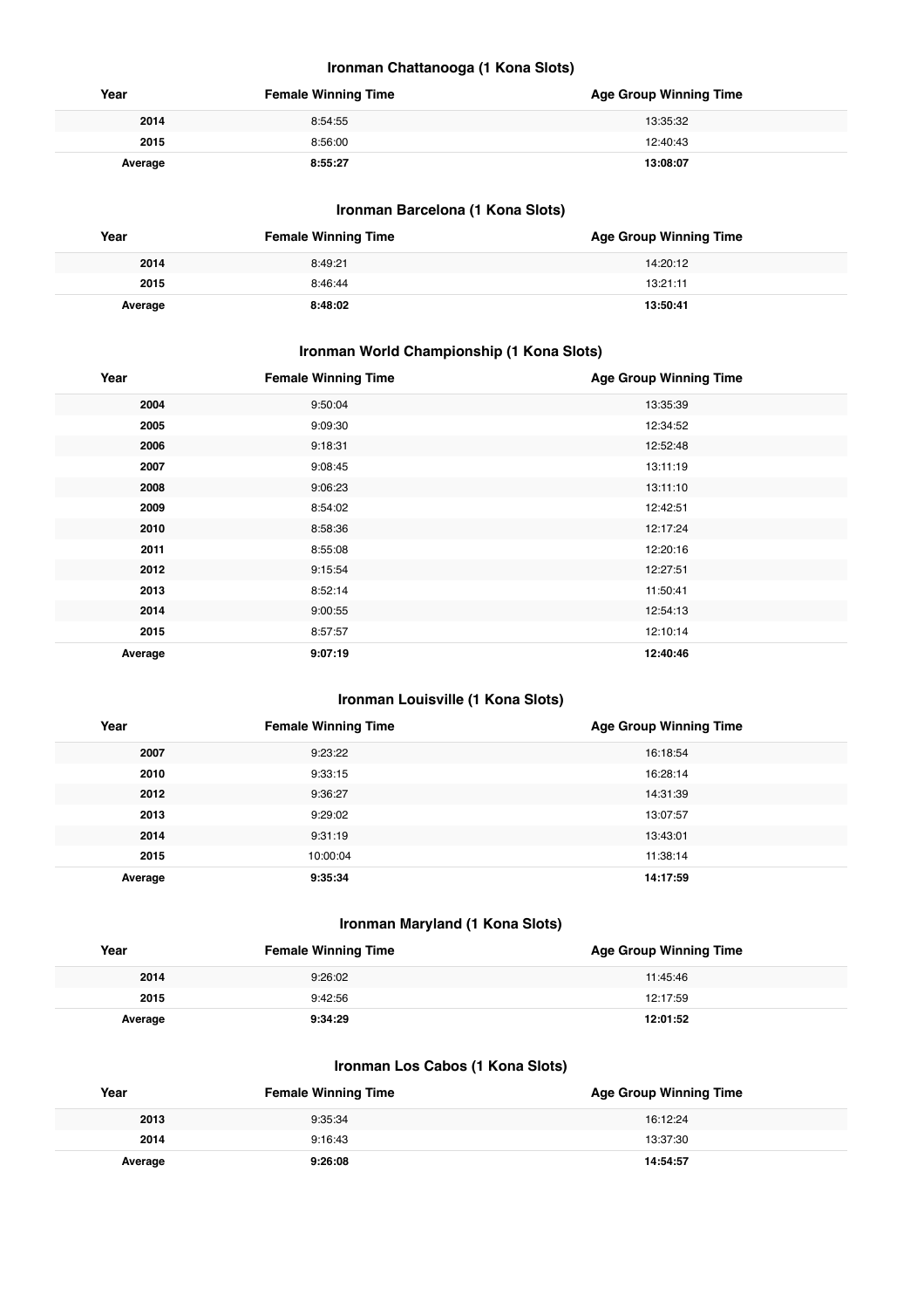### Ironman Chattanooga (1 Kona Slots)

| Year | Female Winning Time | Age Group Winning Time |
| --- | --- | --- |
| 2014 | 8:54:55 | 13:35:32 |
| 2015 | 8:56:00 | 12:40:43 |
| **Average** | **8:55:27** | **13:08:07** |

### Ironman Barcelona (1 Kona Slots)

| Year | Female Winning Time | Age Group Winning Time |
| --- | --- | --- |
| 2014 | 8:49:21 | 14:20:12 |
| 2015 | 8:46:44 | 13:21:11 |
| **Average** | **8:48:02** | **13:50:41** |

### Ironman World Championship (1 Kona Slots)

| Year | Female Winning Time | Age Group Winning Time |
| --- | --- | --- |
| 2004 | 9:50:04 | 13:35:39 |
| 2005 | 9:09:30 | 12:34:52 |
| 2006 | 9:18:31 | 12:52:48 |
| 2007 | 9:08:45 | 13:11:19 |
| 2008 | 9:06:23 | 13:11:10 |
| 2009 | 8:54:02 | 12:42:51 |
| 2010 | 8:58:36 | 12:17:24 |
| 2011 | 8:55:08 | 12:20:16 |
| 2012 | 9:15:54 | 12:27:51 |
| 2013 | 8:52:14 | 11:50:41 |
| 2014 | 9:00:55 | 12:54:13 |
| 2015 | 8:57:57 | 12:10:14 |
| **Average** | **9:07:19** | **12:40:46** |

### Ironman Louisville (1 Kona Slots)

| Year | Female Winning Time | Age Group Winning Time |
| --- | --- | --- |
| 2007 | 9:23:22 | 16:18:54 |
| 2010 | 9:33:15 | 16:28:14 |
| 2012 | 9:36:27 | 14:31:39 |
| 2013 | 9:29:02 | 13:07:57 |
| 2014 | 9:31:19 | 13:43:01 |
| 2015 | 10:00:04 | 11:38:14 |
| **Average** | **9:35:34** | **14:17:59** |

### Ironman Maryland (1 Kona Slots)

| Year | Female Winning Time | Age Group Winning Time |
| --- | --- | --- |
| 2014 | 9:26:02 | 11:45:46 |
| 2015 | 9:42:56 | 12:17:59 |
| **Average** | **9:34:29** | **12:01:52** |

### Ironman Los Cabos (1 Kona Slots)

| Year | Female Winning Time | Age Group Winning Time |
| --- | --- | --- |
| 2013 | 9:35:34 | 16:12:24 |
| 2014 | 9:16:43 | 13:37:30 |
| **Average** | **9:26:08** | **14:54:57** |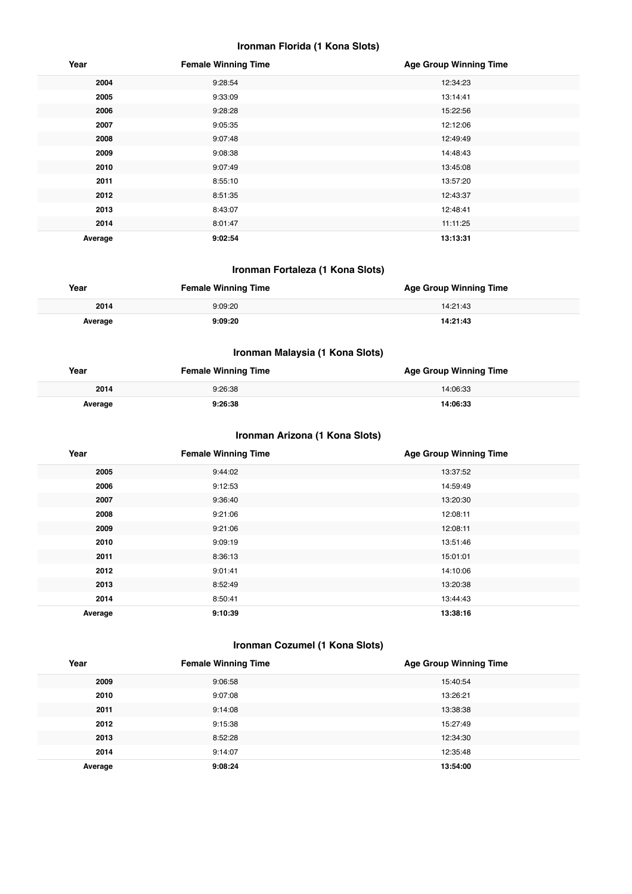### Ironman Florida (1 Kona Slots)

| Year | Female Winning Time | Age Group Winning Time |
|---|---|---|
| 2004 | 9:28:54 | 12:34:23 |
| 2005 | 9:33:09 | 13:14:41 |
| 2006 | 9:28:28 | 15:22:56 |
| 2007 | 9:05:35 | 12:12:06 |
| 2008 | 9:07:48 | 12:49:49 |
| 2009 | 9:08:38 | 14:48:43 |
| 2010 | 9:07:49 | 13:45:08 |
| 2011 | 8:55:10 | 13:57:20 |
| 2012 | 8:51:35 | 12:43:37 |
| 2013 | 8:43:07 | 12:48:41 |
| 2014 | 8:01:47 | 11:11:25 |
| **Average** | **9:02:54** | **13:13:31** |

### Ironman Fortaleza (1 Kona Slots)

| Year | Female Winning Time | Age Group Winning Time |
|---|---|---|
| 2014 | 9:09:20 | 14:21:43 |
| **Average** | **9:09:20** | **14:21:43** |

### Ironman Malaysia (1 Kona Slots)

| Year | Female Winning Time | Age Group Winning Time |
|---|---|---|
| 2014 | 9:26:38 | 14:06:33 |
| **Average** | **9:26:38** | **14:06:33** |

### Ironman Arizona (1 Kona Slots)

| Year | Female Winning Time | Age Group Winning Time |
|---|---|---|
| 2005 | 9:44:02 | 13:37:52 |
| 2006 | 9:12:53 | 14:59:49 |
| 2007 | 9:36:40 | 13:20:30 |
| 2008 | 9:21:06 | 12:08:11 |
| 2009 | 9:21:06 | 12:08:11 |
| 2010 | 9:09:19 | 13:51:46 |
| 2011 | 8:36:13 | 15:01:01 |
| 2012 | 9:01:41 | 14:10:06 |
| 2013 | 8:52:49 | 13:20:38 |
| 2014 | 8:50:41 | 13:44:43 |
| **Average** | **9:10:39** | **13:38:16** |

### Ironman Cozumel (1 Kona Slots)

| Year | Female Winning Time | Age Group Winning Time |
|---|---|---|
| 2009 | 9:06:58 | 15:40:54 |
| 2010 | 9:07:08 | 13:26:21 |
| 2011 | 9:14:08 | 13:38:38 |
| 2012 | 9:15:38 | 15:27:49 |
| 2013 | 8:52:28 | 12:34:30 |
| 2014 | 9:14:07 | 12:35:48 |
| **Average** | **9:08:24** | **13:54:00** |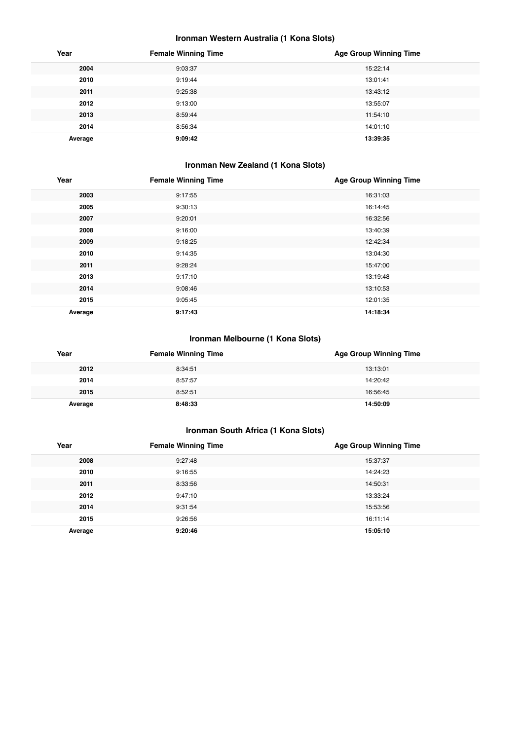### Ironman Western Australia (1 Kona Slots)

| Year | Female Winning Time | Age Group Winning Time |
|---|---|---|
| **2004** | 9:03:37 | 15:22:14 |
| **2010** | 9:19:44 | 13:01:41 |
| **2011** | 9:25:38 | 13:43:12 |
| **2012** | 9:13:00 | 13:55:07 |
| **2013** | 8:59:44 | 11:54:10 |
| **2014** | 8:56:34 | 14:01:10 |
| **Average** | **9:09:42** | **13:39:35** |

### Ironman New Zealand (1 Kona Slots)

| Year | Female Winning Time | Age Group Winning Time |
|---|---|---|
| **2003** | 9:17:55 | 16:31:03 |
| **2005** | 9:30:13 | 16:14:45 |
| **2007** | 9:20:01 | 16:32:56 |
| **2008** | 9:16:00 | 13:40:39 |
| **2009** | 9:18:25 | 12:42:34 |
| **2010** | 9:14:35 | 13:04:30 |
| **2011** | 9:28:24 | 15:47:00 |
| **2013** | 9:17:10 | 13:19:48 |
| **2014** | 9:08:46 | 13:10:53 |
| **2015** | 9:05:45 | 12:01:35 |
| **Average** | **9:17:43** | **14:18:34** |

### Ironman Melbourne (1 Kona Slots)

| Year | Female Winning Time | Age Group Winning Time |
|---|---|---|
| **2012** | 8:34:51 | 13:13:01 |
| **2014** | 8:57:57 | 14:20:42 |
| **2015** | 8:52:51 | 16:56:45 |
| **Average** | **8:48:33** | **14:50:09** |

### Ironman South Africa (1 Kona Slots)

| Year | Female Winning Time | Age Group Winning Time |
|---|---|---|
| **2008** | 9:27:48 | 15:37:37 |
| **2010** | 9:16:55 | 14:24:23 |
| **2011** | 8:33:56 | 14:50:31 |
| **2012** | 9:47:10 | 13:33:24 |
| **2014** | 9:31:54 | 15:53:56 |
| **2015** | 9:26:56 | 16:11:14 |
| **Average** | **9:20:46** | **15:05:10** |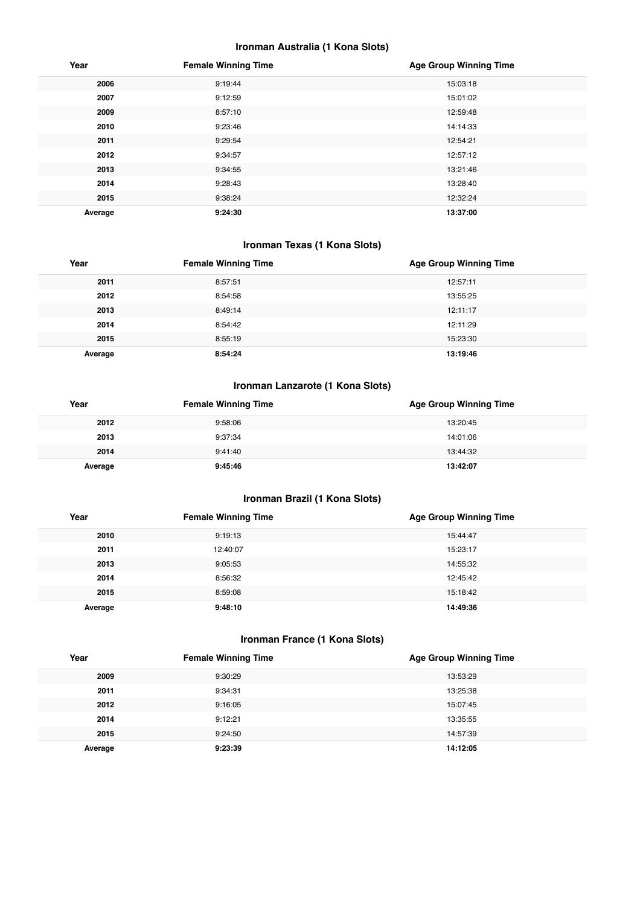### Ironman Australia (1 Kona Slots)

| Year | Female Winning Time | Age Group Winning Time |
|---|---|---|
| **2006** | 9:19:44 | 15:03:18 |
| **2007** | 9:12:59 | 15:01:02 |
| **2009** | 8:57:10 | 12:59:48 |
| **2010** | 9:23:46 | 14:14:33 |
| **2011** | 9:29:54 | 12:54:21 |
| **2012** | 9:34:57 | 12:57:12 |
| **2013** | 9:34:55 | 13:21:46 |
| **2014** | 9:28:43 | 13:28:40 |
| **2015** | 9:38:24 | 12:32:24 |
| **Average** | **9:24:30** | **13:37:00** |

### Ironman Texas (1 Kona Slots)

| Year | Female Winning Time | Age Group Winning Time |
|---|---|---|
| **2011** | 8:57:51 | 12:57:11 |
| **2012** | 8:54:58 | 13:55:25 |
| **2013** | 8:49:14 | 12:11:17 |
| **2014** | 8:54:42 | 12:11:29 |
| **2015** | 8:55:19 | 15:23:30 |
| **Average** | **8:54:24** | **13:19:46** |

### Ironman Lanzarote (1 Kona Slots)

| Year | Female Winning Time | Age Group Winning Time |
|---|---|---|
| **2012** | 9:58:06 | 13:20:45 |
| **2013** | 9:37:34 | 14:01:06 |
| **2014** | 9:41:40 | 13:44:32 |
| **Average** | **9:45:46** | **13:42:07** |

### Ironman Brazil (1 Kona Slots)

| Year | Female Winning Time | Age Group Winning Time |
|---|---|---|
| **2010** | 9:19:13 | 15:44:47 |
| **2011** | 12:40:07 | 15:23:17 |
| **2013** | 9:05:53 | 14:55:32 |
| **2014** | 8:56:32 | 12:45:42 |
| **2015** | 8:59:08 | 15:18:42 |
| **Average** | **9:48:10** | **14:49:36** |

### Ironman France (1 Kona Slots)

| Year | Female Winning Time | Age Group Winning Time |
|---|---|---|
| **2009** | 9:30:29 | 13:53:29 |
| **2011** | 9:34:31 | 13:25:38 |
| **2012** | 9:16:05 | 15:07:45 |
| **2014** | 9:12:21 | 13:35:55 |
| **2015** | 9:24:50 | 14:57:39 |
| **Average** | **9:23:39** | **14:12:05** |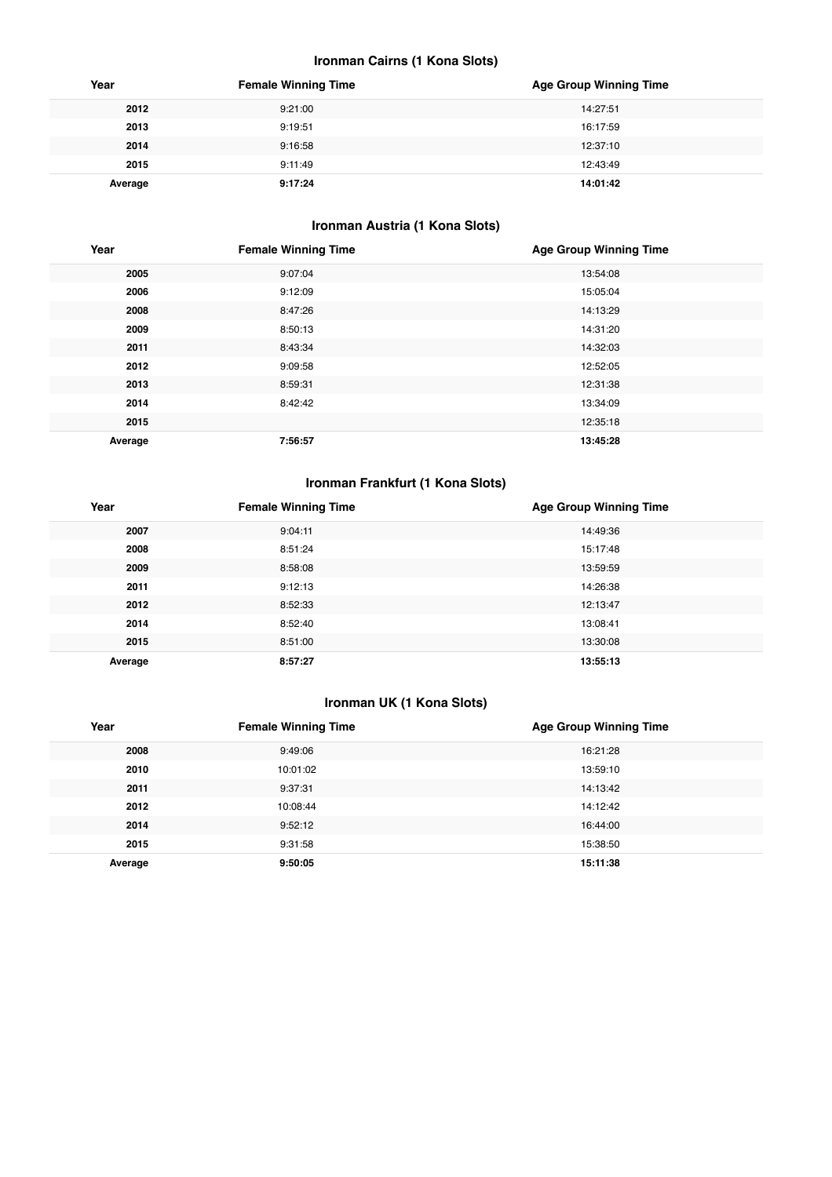### Ironman Cairns (1 Kona Slots)

| Year | Female Winning Time | Age Group Winning Time |
|---|---|---|
| **2012** | 9:21:00 | 14:27:51 |
| **2013** | 9:19:51 | 16:17:59 |
| **2014** | 9:16:58 | 12:37:10 |
| **2015** | 9:11:49 | 12:43:49 |
| **Average** | **9:17:24** | **14:01:42** |

### Ironman Austria (1 Kona Slots)

| Year | Female Winning Time | Age Group Winning Time |
|---|---|---|
| **2005** | 9:07:04 | 13:54:08 |
| **2006** | 9:12:09 | 15:05:04 |
| **2008** | 8:47:26 | 14:13:29 |
| **2009** | 8:50:13 | 14:31:20 |
| **2011** | 8:43:34 | 14:32:03 |
| **2012** | 9:09:58 | 12:52:05 |
| **2013** | 8:59:31 | 12:31:38 |
| **2014** | 8:42:42 | 13:34:09 |
| **2015** | | 12:35:18 |
| **Average** | **7:56:57** | **13:45:28** |

### Ironman Frankfurt (1 Kona Slots)

| Year | Female Winning Time | Age Group Winning Time |
|---|---|---|
| **2007** | 9:04:11 | 14:49:36 |
| **2008** | 8:51:24 | 15:17:48 |
| **2009** | 8:58:08 | 13:59:59 |
| **2011** | 9:12:13 | 14:26:38 |
| **2012** | 8:52:33 | 12:13:47 |
| **2014** | 8:52:40 | 13:08:41 |
| **2015** | 8:51:00 | 13:30:08 |
| **Average** | **8:57:27** | **13:55:13** |

### Ironman UK (1 Kona Slots)

| Year | Female Winning Time | Age Group Winning Time |
|---|---|---|
| **2008** | 9:49:06 | 16:21:28 |
| **2010** | 10:01:02 | 13:59:10 |
| **2011** | 9:37:31 | 14:13:42 |
| **2012** | 10:08:44 | 14:12:42 |
| **2014** | 9:52:12 | 16:44:00 |
| **2015** | 9:31:58 | 15:38:50 |
| **Average** | **9:50:05** | **15:11:38** |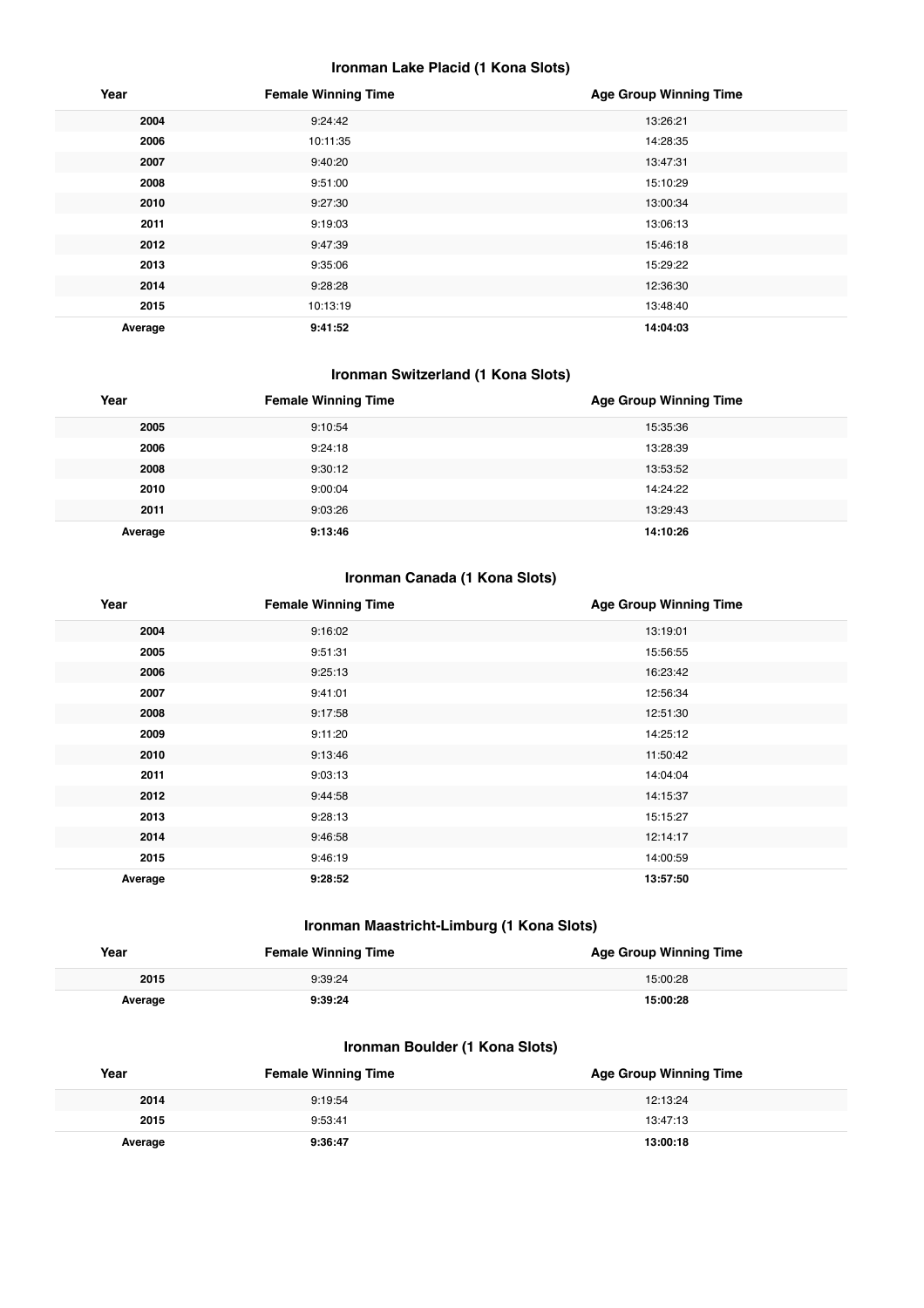### Ironman Lake Placid (1 Kona Slots)

| Year | Female Winning Time | Age Group Winning Time |
|---|---|---|
| 2004 | 9:24:42 | 13:26:21 |
| 2006 | 10:11:35 | 14:28:35 |
| 2007 | 9:40:20 | 13:47:31 |
| 2008 | 9:51:00 | 15:10:29 |
| 2010 | 9:27:30 | 13:00:34 |
| 2011 | 9:19:03 | 13:06:13 |
| 2012 | 9:47:39 | 15:46:18 |
| 2013 | 9:35:06 | 15:29:22 |
| 2014 | 9:28:28 | 12:36:30 |
| 2015 | 10:13:19 | 13:48:40 |
| **Average** | **9:41:52** | **14:04:03** |

### Ironman Switzerland (1 Kona Slots)

| Year | Female Winning Time | Age Group Winning Time |
|---|---|---|
| 2005 | 9:10:54 | 15:35:36 |
| 2006 | 9:24:18 | 13:28:39 |
| 2008 | 9:30:12 | 13:53:52 |
| 2010 | 9:00:04 | 14:24:22 |
| 2011 | 9:03:26 | 13:29:43 |
| **Average** | **9:13:46** | **14:10:26** |

### Ironman Canada (1 Kona Slots)

| Year | Female Winning Time | Age Group Winning Time |
|---|---|---|
| 2004 | 9:16:02 | 13:19:01 |
| 2005 | 9:51:31 | 15:56:55 |
| 2006 | 9:25:13 | 16:23:42 |
| 2007 | 9:41:01 | 12:56:34 |
| 2008 | 9:17:58 | 12:51:30 |
| 2009 | 9:11:20 | 14:25:12 |
| 2010 | 9:13:46 | 11:50:42 |
| 2011 | 9:03:13 | 14:04:04 |
| 2012 | 9:44:58 | 14:15:37 |
| 2013 | 9:28:13 | 15:15:27 |
| 2014 | 9:46:58 | 12:14:17 |
| 2015 | 9:46:19 | 14:00:59 |
| **Average** | **9:28:52** | **13:57:50** |

### Ironman Maastricht-Limburg (1 Kona Slots)

| Year | Female Winning Time | Age Group Winning Time |
|---|---|---|
| 2015 | 9:39:24 | 15:00:28 |
| **Average** | **9:39:24** | **15:00:28** |

### Ironman Boulder (1 Kona Slots)

| Year | Female Winning Time | Age Group Winning Time |
|---|---|---|
| 2014 | 9:19:54 | 12:13:24 |
| 2015 | 9:53:41 | 13:47:13 |
| **Average** | **9:36:47** | **13:00:18** |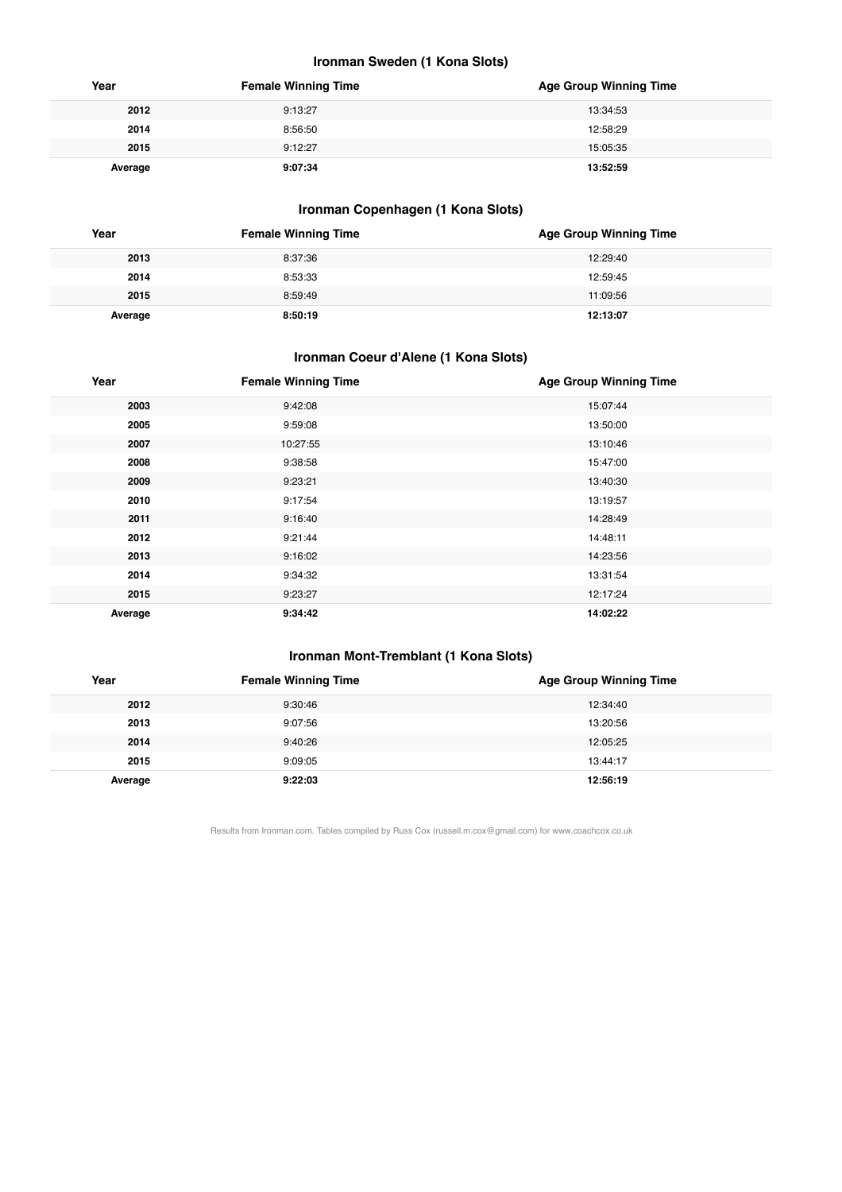### Ironman Sweden (1 Kona Slots)

| Year | Female Winning Time | Age Group Winning Time |
|---|---|---|
| **2012** | 9:13:27 | 13:34:53 |
| **2014** | 8:56:50 | 12:58:29 |
| **2015** | 9:12:27 | 15:05:35 |
| **Average** | **9:07:34** | **13:52:59** |

### Ironman Copenhagen (1 Kona Slots)

| Year | Female Winning Time | Age Group Winning Time |
|---|---|---|
| **2013** | 8:37:36 | 12:29:40 |
| **2014** | 8:53:33 | 12:59:45 |
| **2015** | 8:59:49 | 11:09:56 |
| **Average** | **8:50:19** | **12:13:07** |

### Ironman Coeur d'Alene (1 Kona Slots)

| Year | Female Winning Time | Age Group Winning Time |
|---|---|---|
| **2003** | 9:42:08 | 15:07:44 |
| **2005** | 9:59:08 | 13:50:00 |
| **2007** | 10:27:55 | 13:10:46 |
| **2008** | 9:38:58 | 15:47:00 |
| **2009** | 9:23:21 | 13:40:30 |
| **2010** | 9:17:54 | 13:19:57 |
| **2011** | 9:16:40 | 14:28:49 |
| **2012** | 9:21:44 | 14:48:11 |
| **2013** | 9:16:02 | 14:23:56 |
| **2014** | 9:34:32 | 13:31:54 |
| **2015** | 9:23:27 | 12:17:24 |
| **Average** | **9:34:42** | **14:02:22** |

### Ironman Mont-Tremblant (1 Kona Slots)

| Year | Female Winning Time | Age Group Winning Time |
|---|---|---|
| **2012** | 9:30:46 | 12:34:40 |
| **2013** | 9:07:56 | 13:20:56 |
| **2014** | 9:40:26 | 12:05:25 |
| **2015** | 9:09:05 | 13:44:17 |
| **Average** | **9:22:03** | **12:56:19** |

Results from Ironman.com. Tables compiled by Russ Cox (russell.m.cox@gmail.com) for www.coachcox.co.uk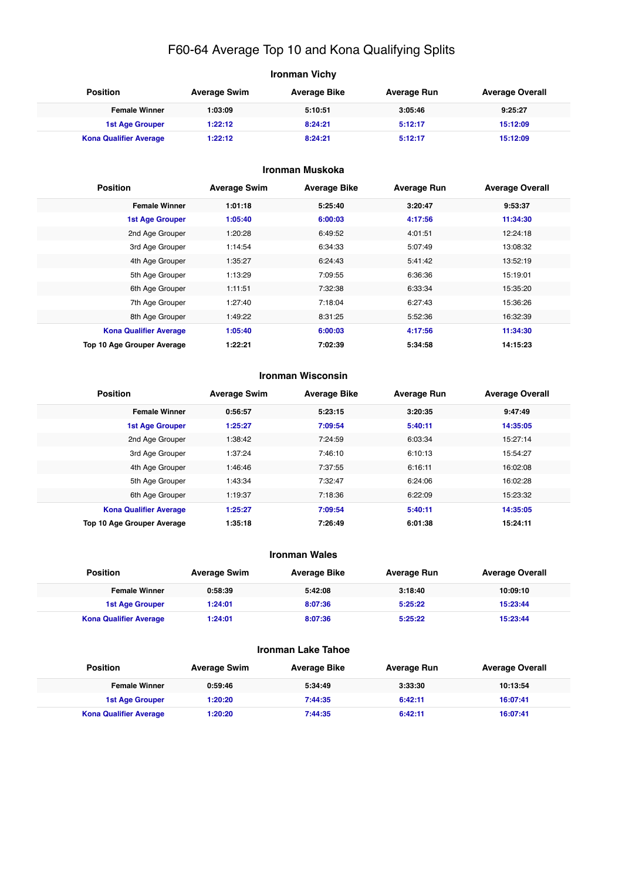# F60-64 Average Top 10 and Kona Qualifying Splits

## Ironman Vichy

| Position | Average Swim | Average Bike | Average Run | Average Overall |
|---|---|---|---|---|
| **Female Winner** | **1:03:09** | **5:10:51** | **3:05:46** | **9:25:27** |
| **1st Age Grouper** | **1:22:12** | **8:24:21** | **5:12:17** | **15:12:09** |
| **Kona Qualifier Average** | **1:22:12** | **8:24:21** | **5:12:17** | **15:12:09** |

## Ironman Muskoka

| Position | Average Swim | Average Bike | Average Run | Average Overall |
|---|---|---|---|---|
| **Female Winner** | **1:01:18** | **5:25:40** | **3:20:47** | **9:53:37** |
| **1st Age Grouper** | **1:05:40** | **6:00:03** | **4:17:56** | **11:34:30** |
| 2nd Age Grouper | 1:20:28 | 6:49:52 | 4:01:51 | 12:24:18 |
| 3rd Age Grouper | 1:14:54 | 6:34:33 | 5:07:49 | 13:08:32 |
| 4th Age Grouper | 1:35:27 | 6:24:43 | 5:41:42 | 13:52:19 |
| 5th Age Grouper | 1:13:29 | 7:09:55 | 6:36:36 | 15:19:01 |
| 6th Age Grouper | 1:11:51 | 7:32:38 | 6:33:34 | 15:35:20 |
| 7th Age Grouper | 1:27:40 | 7:18:04 | 6:27:43 | 15:36:26 |
| 8th Age Grouper | 1:49:22 | 8:31:25 | 5:52:36 | 16:32:39 |
| **Kona Qualifier Average** | **1:05:40** | **6:00:03** | **4:17:56** | **11:34:30** |
| **Top 10 Age Grouper Average** | **1:22:21** | **7:02:39** | **5:34:58** | **14:15:23** |

## Ironman Wisconsin

| Position | Average Swim | Average Bike | Average Run | Average Overall |
|---|---|---|---|---|
| **Female Winner** | **0:56:57** | **5:23:15** | **3:20:35** | **9:47:49** |
| **1st Age Grouper** | **1:25:27** | **7:09:54** | **5:40:11** | **14:35:05** |
| 2nd Age Grouper | 1:38:42 | 7:24:59 | 6:03:34 | 15:27:14 |
| 3rd Age Grouper | 1:37:24 | 7:46:10 | 6:10:13 | 15:54:27 |
| 4th Age Grouper | 1:46:46 | 7:37:55 | 6:16:11 | 16:02:08 |
| 5th Age Grouper | 1:43:34 | 7:32:47 | 6:24:06 | 16:02:28 |
| 6th Age Grouper | 1:19:37 | 7:18:36 | 6:22:09 | 15:23:32 |
| **Kona Qualifier Average** | **1:25:27** | **7:09:54** | **5:40:11** | **14:35:05** |
| **Top 10 Age Grouper Average** | **1:35:18** | **7:26:49** | **6:01:38** | **15:24:11** |

## Ironman Wales

| Position | Average Swim | Average Bike | Average Run | Average Overall |
|---|---|---|---|---|
| **Female Winner** | **0:58:39** | **5:42:08** | **3:18:40** | **10:09:10** |
| **1st Age Grouper** | **1:24:01** | **8:07:36** | **5:25:22** | **15:23:44** |
| **Kona Qualifier Average** | **1:24:01** | **8:07:36** | **5:25:22** | **15:23:44** |

## Ironman Lake Tahoe

| Position | Average Swim | Average Bike | Average Run | Average Overall |
|---|---|---|---|---|
| **Female Winner** | **0:59:46** | **5:34:49** | **3:33:30** | **10:13:54** |
| **1st Age Grouper** | **1:20:20** | **7:44:35** | **6:42:11** | **16:07:41** |
| **Kona Qualifier Average** | **1:20:20** | **7:44:35** | **6:42:11** | **16:07:41** |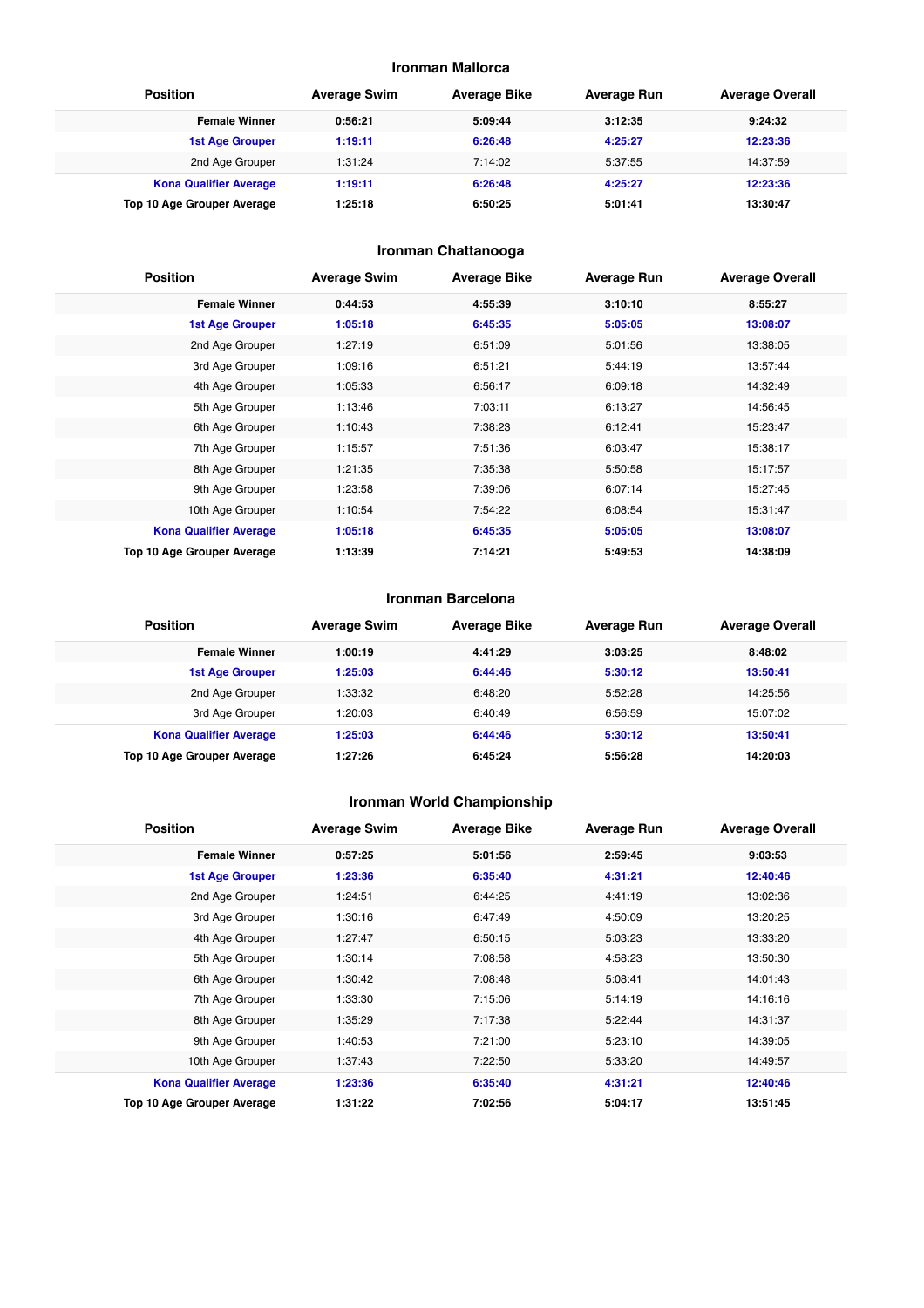### Ironman Mallorca

| Position | Average Swim | Average Bike | Average Run | Average Overall |
|---|---|---|---|---|
| **Female Winner** | **0:56:21** | **5:09:44** | **3:12:35** | **9:24:32** |
| **1st Age Grouper** | **1:19:11** | **6:26:48** | **4:25:27** | **12:23:36** |
| 2nd Age Grouper | 1:31:24 | 7:14:02 | 5:37:55 | 14:37:59 |
| **Kona Qualifier Average** | **1:19:11** | **6:26:48** | **4:25:27** | **12:23:36** |
| **Top 10 Age Grouper Average** | **1:25:18** | **6:50:25** | **5:01:41** | **13:30:47** |

### Ironman Chattanooga

| Position | Average Swim | Average Bike | Average Run | Average Overall |
|---|---|---|---|---|
| **Female Winner** | **0:44:53** | **4:55:39** | **3:10:10** | **8:55:27** |
| **1st Age Grouper** | **1:05:18** | **6:45:35** | **5:05:05** | **13:08:07** |
| 2nd Age Grouper | 1:27:19 | 6:51:09 | 5:01:56 | 13:38:05 |
| 3rd Age Grouper | 1:09:16 | 6:51:21 | 5:44:19 | 13:57:44 |
| 4th Age Grouper | 1:05:33 | 6:56:17 | 6:09:18 | 14:32:49 |
| 5th Age Grouper | 1:13:46 | 7:03:11 | 6:13:27 | 14:56:45 |
| 6th Age Grouper | 1:10:43 | 7:38:23 | 6:12:41 | 15:23:47 |
| 7th Age Grouper | 1:15:57 | 7:51:36 | 6:03:47 | 15:38:17 |
| 8th Age Grouper | 1:21:35 | 7:35:38 | 5:50:58 | 15:17:57 |
| 9th Age Grouper | 1:23:58 | 7:39:06 | 6:07:14 | 15:27:45 |
| 10th Age Grouper | 1:10:54 | 7:54:22 | 6:08:54 | 15:31:47 |
| **Kona Qualifier Average** | **1:05:18** | **6:45:35** | **5:05:05** | **13:08:07** |
| **Top 10 Age Grouper Average** | **1:13:39** | **7:14:21** | **5:49:53** | **14:38:09** |

### Ironman Barcelona

| Position | Average Swim | Average Bike | Average Run | Average Overall |
|---|---|---|---|---|
| **Female Winner** | **1:00:19** | **4:41:29** | **3:03:25** | **8:48:02** |
| **1st Age Grouper** | **1:25:03** | **6:44:46** | **5:30:12** | **13:50:41** |
| 2nd Age Grouper | 1:33:32 | 6:48:20 | 5:52:28 | 14:25:56 |
| 3rd Age Grouper | 1:20:03 | 6:40:49 | 6:56:59 | 15:07:02 |
| **Kona Qualifier Average** | **1:25:03** | **6:44:46** | **5:30:12** | **13:50:41** |
| **Top 10 Age Grouper Average** | **1:27:26** | **6:45:24** | **5:56:28** | **14:20:03** |

### Ironman World Championship

| Position | Average Swim | Average Bike | Average Run | Average Overall |
|---|---|---|---|---|
| **Female Winner** | **0:57:25** | **5:01:56** | **2:59:45** | **9:03:53** |
| **1st Age Grouper** | **1:23:36** | **6:35:40** | **4:31:21** | **12:40:46** |
| 2nd Age Grouper | 1:24:51 | 6:44:25 | 4:41:19 | 13:02:36 |
| 3rd Age Grouper | 1:30:16 | 6:47:49 | 4:50:09 | 13:20:25 |
| 4th Age Grouper | 1:27:47 | 6:50:15 | 5:03:23 | 13:33:20 |
| 5th Age Grouper | 1:30:14 | 7:08:58 | 4:58:23 | 13:50:30 |
| 6th Age Grouper | 1:30:42 | 7:08:48 | 5:08:41 | 14:01:43 |
| 7th Age Grouper | 1:33:30 | 7:15:06 | 5:14:19 | 14:16:16 |
| 8th Age Grouper | 1:35:29 | 7:17:38 | 5:22:44 | 14:31:37 |
| 9th Age Grouper | 1:40:53 | 7:21:00 | 5:23:10 | 14:39:05 |
| 10th Age Grouper | 1:37:43 | 7:22:50 | 5:33:20 | 14:49:57 |
| **Kona Qualifier Average** | **1:23:36** | **6:35:40** | **4:31:21** | **12:40:46** |
| **Top 10 Age Grouper Average** | **1:31:22** | **7:02:56** | **5:04:17** | **13:51:45** |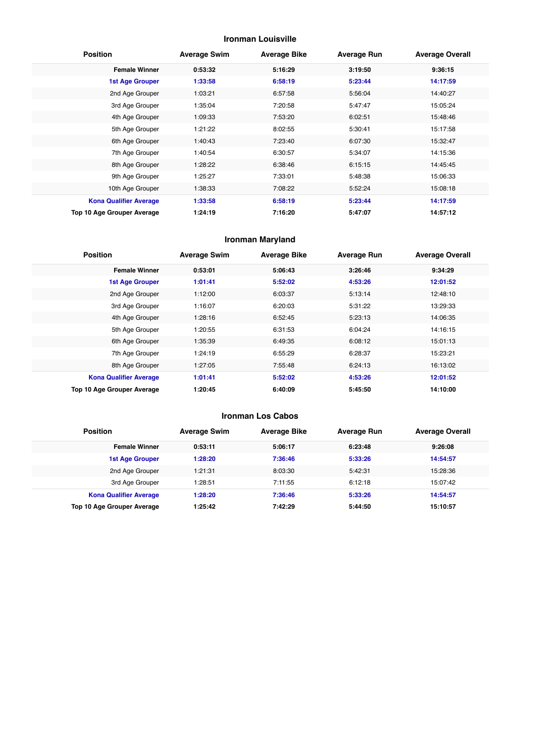### Ironman Louisville

| Position | Average Swim | Average Bike | Average Run | Average Overall |
|---|---|---|---|---|
| **Female Winner** | **0:53:32** | **5:16:29** | **3:19:50** | **9:36:15** |
| **1st Age Grouper** | **1:33:58** | **6:58:19** | **5:23:44** | **14:17:59** |
| 2nd Age Grouper | 1:03:21 | 6:57:58 | 5:56:04 | 14:40:27 |
| 3rd Age Grouper | 1:35:04 | 7:20:58 | 5:47:47 | 15:05:24 |
| 4th Age Grouper | 1:09:33 | 7:53:20 | 6:02:51 | 15:48:46 |
| 5th Age Grouper | 1:21:22 | 8:02:55 | 5:30:41 | 15:17:58 |
| 6th Age Grouper | 1:40:43 | 7:23:40 | 6:07:30 | 15:32:47 |
| 7th Age Grouper | 1:40:54 | 6:30:57 | 5:34:07 | 14:15:36 |
| 8th Age Grouper | 1:28:22 | 6:38:46 | 6:15:15 | 14:45:45 |
| 9th Age Grouper | 1:25:27 | 7:33:01 | 5:48:38 | 15:06:33 |
| 10th Age Grouper | 1:38:33 | 7:08:22 | 5:52:24 | 15:08:18 |
| **Kona Qualifier Average** | **1:33:58** | **6:58:19** | **5:23:44** | **14:17:59** |
| **Top 10 Age Grouper Average** | **1:24:19** | **7:16:20** | **5:47:07** | **14:57:12** |

### Ironman Maryland

| Position | Average Swim | Average Bike | Average Run | Average Overall |
|---|---|---|---|---|
| **Female Winner** | **0:53:01** | **5:06:43** | **3:26:46** | **9:34:29** |
| **1st Age Grouper** | **1:01:41** | **5:52:02** | **4:53:26** | **12:01:52** |
| 2nd Age Grouper | 1:12:00 | 6:03:37 | 5:13:14 | 12:48:10 |
| 3rd Age Grouper | 1:16:07 | 6:20:03 | 5:31:22 | 13:29:33 |
| 4th Age Grouper | 1:28:16 | 6:52:45 | 5:23:13 | 14:06:35 |
| 5th Age Grouper | 1:20:55 | 6:31:53 | 6:04:24 | 14:16:15 |
| 6th Age Grouper | 1:35:39 | 6:49:35 | 6:08:12 | 15:01:13 |
| 7th Age Grouper | 1:24:19 | 6:55:29 | 6:28:37 | 15:23:21 |
| 8th Age Grouper | 1:27:05 | 7:55:48 | 6:24:13 | 16:13:02 |
| **Kona Qualifier Average** | **1:01:41** | **5:52:02** | **4:53:26** | **12:01:52** |
| **Top 10 Age Grouper Average** | **1:20:45** | **6:40:09** | **5:45:50** | **14:10:00** |

### Ironman Los Cabos

| Position | Average Swim | Average Bike | Average Run | Average Overall |
|---|---|---|---|---|
| **Female Winner** | **0:53:11** | **5:06:17** | **6:23:48** | **9:26:08** |
| **1st Age Grouper** | **1:28:20** | **7:36:46** | **5:33:26** | **14:54:57** |
| 2nd Age Grouper | 1:21:31 | 8:03:30 | 5:42:31 | 15:28:36 |
| 3rd Age Grouper | 1:28:51 | 7:11:55 | 6:12:18 | 15:07:42 |
| **Kona Qualifier Average** | **1:28:20** | **7:36:46** | **5:33:26** | **14:54:57** |
| **Top 10 Age Grouper Average** | **1:25:42** | **7:42:29** | **5:44:50** | **15:10:57** |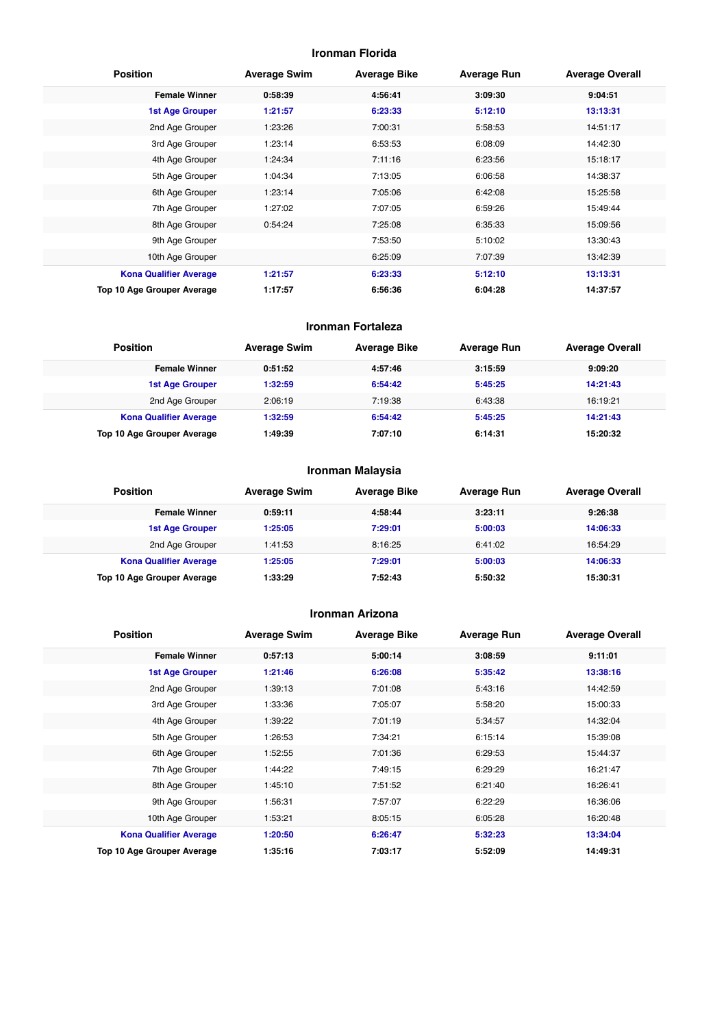### Ironman Florida

| Position | Average Swim | Average Bike | Average Run | Average Overall |
|---|---|---|---|---|
| **Female Winner** | **0:58:39** | **4:56:41** | **3:09:30** | **9:04:51** |
| **1st Age Grouper** | **1:21:57** | **6:23:33** | **5:12:10** | **13:13:31** |
| 2nd Age Grouper | 1:23:26 | 7:00:31 | 5:58:53 | 14:51:17 |
| 3rd Age Grouper | 1:23:14 | 6:53:53 | 6:08:09 | 14:42:30 |
| 4th Age Grouper | 1:24:34 | 7:11:16 | 6:23:56 | 15:18:17 |
| 5th Age Grouper | 1:04:34 | 7:13:05 | 6:06:58 | 14:38:37 |
| 6th Age Grouper | 1:23:14 | 7:05:06 | 6:42:08 | 15:25:58 |
| 7th Age Grouper | 1:27:02 | 7:07:05 | 6:59:26 | 15:49:44 |
| 8th Age Grouper | 0:54:24 | 7:25:08 | 6:35:33 | 15:09:56 |
| 9th Age Grouper | | 7:53:50 | 5:10:02 | 13:30:43 |
| 10th Age Grouper | | 6:25:09 | 7:07:39 | 13:42:39 |
| **Kona Qualifier Average** | **1:21:57** | **6:23:33** | **5:12:10** | **13:13:31** |
| **Top 10 Age Grouper Average** | **1:17:57** | **6:56:36** | **6:04:28** | **14:37:57** |

### Ironman Fortaleza

| Position | Average Swim | Average Bike | Average Run | Average Overall |
|---|---|---|---|---|
| **Female Winner** | **0:51:52** | **4:57:46** | **3:15:59** | **9:09:20** |
| **1st Age Grouper** | **1:32:59** | **6:54:42** | **5:45:25** | **14:21:43** |
| 2nd Age Grouper | 2:06:19 | 7:19:38 | 6:43:38 | 16:19:21 |
| **Kona Qualifier Average** | **1:32:59** | **6:54:42** | **5:45:25** | **14:21:43** |
| **Top 10 Age Grouper Average** | **1:49:39** | **7:07:10** | **6:14:31** | **15:20:32** |

### Ironman Malaysia

| Position | Average Swim | Average Bike | Average Run | Average Overall |
|---|---|---|---|---|
| **Female Winner** | **0:59:11** | **4:58:44** | **3:23:11** | **9:26:38** |
| **1st Age Grouper** | **1:25:05** | **7:29:01** | **5:00:03** | **14:06:33** |
| 2nd Age Grouper | 1:41:53 | 8:16:25 | 6:41:02 | 16:54:29 |
| **Kona Qualifier Average** | **1:25:05** | **7:29:01** | **5:00:03** | **14:06:33** |
| **Top 10 Age Grouper Average** | **1:33:29** | **7:52:43** | **5:50:32** | **15:30:31** |

### Ironman Arizona

| Position | Average Swim | Average Bike | Average Run | Average Overall |
|---|---|---|---|---|
| **Female Winner** | **0:57:13** | **5:00:14** | **3:08:59** | **9:11:01** |
| **1st Age Grouper** | **1:21:46** | **6:26:08** | **5:35:42** | **13:38:16** |
| 2nd Age Grouper | 1:39:13 | 7:01:08 | 5:43:16 | 14:42:59 |
| 3rd Age Grouper | 1:33:36 | 7:05:07 | 5:58:20 | 15:00:33 |
| 4th Age Grouper | 1:39:22 | 7:01:19 | 5:34:57 | 14:32:04 |
| 5th Age Grouper | 1:26:53 | 7:34:21 | 6:15:14 | 15:39:08 |
| 6th Age Grouper | 1:52:55 | 7:01:36 | 6:29:53 | 15:44:37 |
| 7th Age Grouper | 1:44:22 | 7:49:15 | 6:29:29 | 16:21:47 |
| 8th Age Grouper | 1:45:10 | 7:51:52 | 6:21:40 | 16:26:41 |
| 9th Age Grouper | 1:56:31 | 7:57:07 | 6:22:29 | 16:36:06 |
| 10th Age Grouper | 1:53:21 | 8:05:15 | 6:05:28 | 16:20:48 |
| **Kona Qualifier Average** | **1:20:50** | **6:26:47** | **5:32:23** | **13:34:04** |
| **Top 10 Age Grouper Average** | **1:35:16** | **7:03:17** | **5:52:09** | **14:49:31** |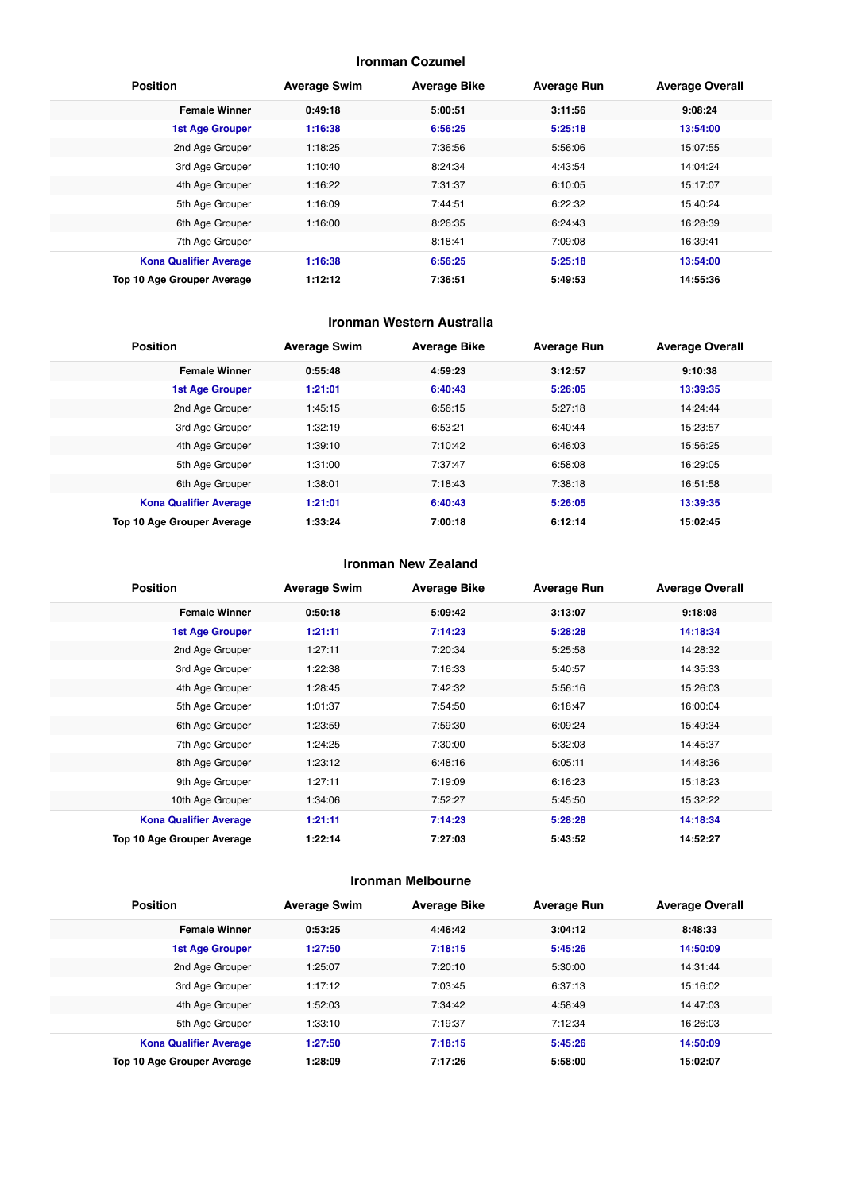### Ironman Cozumel

| Position | Average Swim | Average Bike | Average Run | Average Overall |
|---|---|---|---|---|
| **Female Winner** | **0:49:18** | **5:00:51** | **3:11:56** | **9:08:24** |
| **1st Age Grouper** | **1:16:38** | **6:56:25** | **5:25:18** | **13:54:00** |
| 2nd Age Grouper | 1:18:25 | 7:36:56 | 5:56:06 | 15:07:55 |
| 3rd Age Grouper | 1:10:40 | 8:24:34 | 4:43:54 | 14:04:24 |
| 4th Age Grouper | 1:16:22 | 7:31:37 | 6:10:05 | 15:17:07 |
| 5th Age Grouper | 1:16:09 | 7:44:51 | 6:22:32 | 15:40:24 |
| 6th Age Grouper | 1:16:00 | 8:26:35 | 6:24:43 | 16:28:39 |
| 7th Age Grouper | | 8:18:41 | 7:09:08 | 16:39:41 |
| **Kona Qualifier Average** | **1:16:38** | **6:56:25** | **5:25:18** | **13:54:00** |
| **Top 10 Age Grouper Average** | **1:12:12** | **7:36:51** | **5:49:53** | **14:55:36** |

### Ironman Western Australia

| Position | Average Swim | Average Bike | Average Run | Average Overall |
|---|---|---|---|---|
| **Female Winner** | **0:55:48** | **4:59:23** | **3:12:57** | **9:10:38** |
| **1st Age Grouper** | **1:21:01** | **6:40:43** | **5:26:05** | **13:39:35** |
| 2nd Age Grouper | 1:45:15 | 6:56:15 | 5:27:18 | 14:24:44 |
| 3rd Age Grouper | 1:32:19 | 6:53:21 | 6:40:44 | 15:23:57 |
| 4th Age Grouper | 1:39:10 | 7:10:42 | 6:46:03 | 15:56:25 |
| 5th Age Grouper | 1:31:00 | 7:37:47 | 6:58:08 | 16:29:05 |
| 6th Age Grouper | 1:38:01 | 7:18:43 | 7:38:18 | 16:51:58 |
| **Kona Qualifier Average** | **1:21:01** | **6:40:43** | **5:26:05** | **13:39:35** |
| **Top 10 Age Grouper Average** | **1:33:24** | **7:00:18** | **6:12:14** | **15:02:45** |

### Ironman New Zealand

| Position | Average Swim | Average Bike | Average Run | Average Overall |
|---|---|---|---|---|
| **Female Winner** | **0:50:18** | **5:09:42** | **3:13:07** | **9:18:08** |
| **1st Age Grouper** | **1:21:11** | **7:14:23** | **5:28:28** | **14:18:34** |
| 2nd Age Grouper | 1:27:11 | 7:20:34 | 5:25:58 | 14:28:32 |
| 3rd Age Grouper | 1:22:38 | 7:16:33 | 5:40:57 | 14:35:33 |
| 4th Age Grouper | 1:28:45 | 7:42:32 | 5:56:16 | 15:26:03 |
| 5th Age Grouper | 1:01:37 | 7:54:50 | 6:18:47 | 16:00:04 |
| 6th Age Grouper | 1:23:59 | 7:59:30 | 6:09:24 | 15:49:34 |
| 7th Age Grouper | 1:24:25 | 7:30:00 | 5:32:03 | 14:45:37 |
| 8th Age Grouper | 1:23:12 | 6:48:16 | 6:05:11 | 14:48:36 |
| 9th Age Grouper | 1:27:11 | 7:19:09 | 6:16:23 | 15:18:23 |
| 10th Age Grouper | 1:34:06 | 7:52:27 | 5:45:50 | 15:32:22 |
| **Kona Qualifier Average** | **1:21:11** | **7:14:23** | **5:28:28** | **14:18:34** |
| **Top 10 Age Grouper Average** | **1:22:14** | **7:27:03** | **5:43:52** | **14:52:27** |

### Ironman Melbourne

| Position | Average Swim | Average Bike | Average Run | Average Overall |
|---|---|---|---|---|
| **Female Winner** | **0:53:25** | **4:46:42** | **3:04:12** | **8:48:33** |
| **1st Age Grouper** | **1:27:50** | **7:18:15** | **5:45:26** | **14:50:09** |
| 2nd Age Grouper | 1:25:07 | 7:20:10 | 5:30:00 | 14:31:44 |
| 3rd Age Grouper | 1:17:12 | 7:03:45 | 6:37:13 | 15:16:02 |
| 4th Age Grouper | 1:52:03 | 7:34:42 | 4:58:49 | 14:47:03 |
| 5th Age Grouper | 1:33:10 | 7:19:37 | 7:12:34 | 16:26:03 |
| **Kona Qualifier Average** | **1:27:50** | **7:18:15** | **5:45:26** | **14:50:09** |
| **Top 10 Age Grouper Average** | **1:28:09** | **7:17:26** | **5:58:00** | **15:02:07** |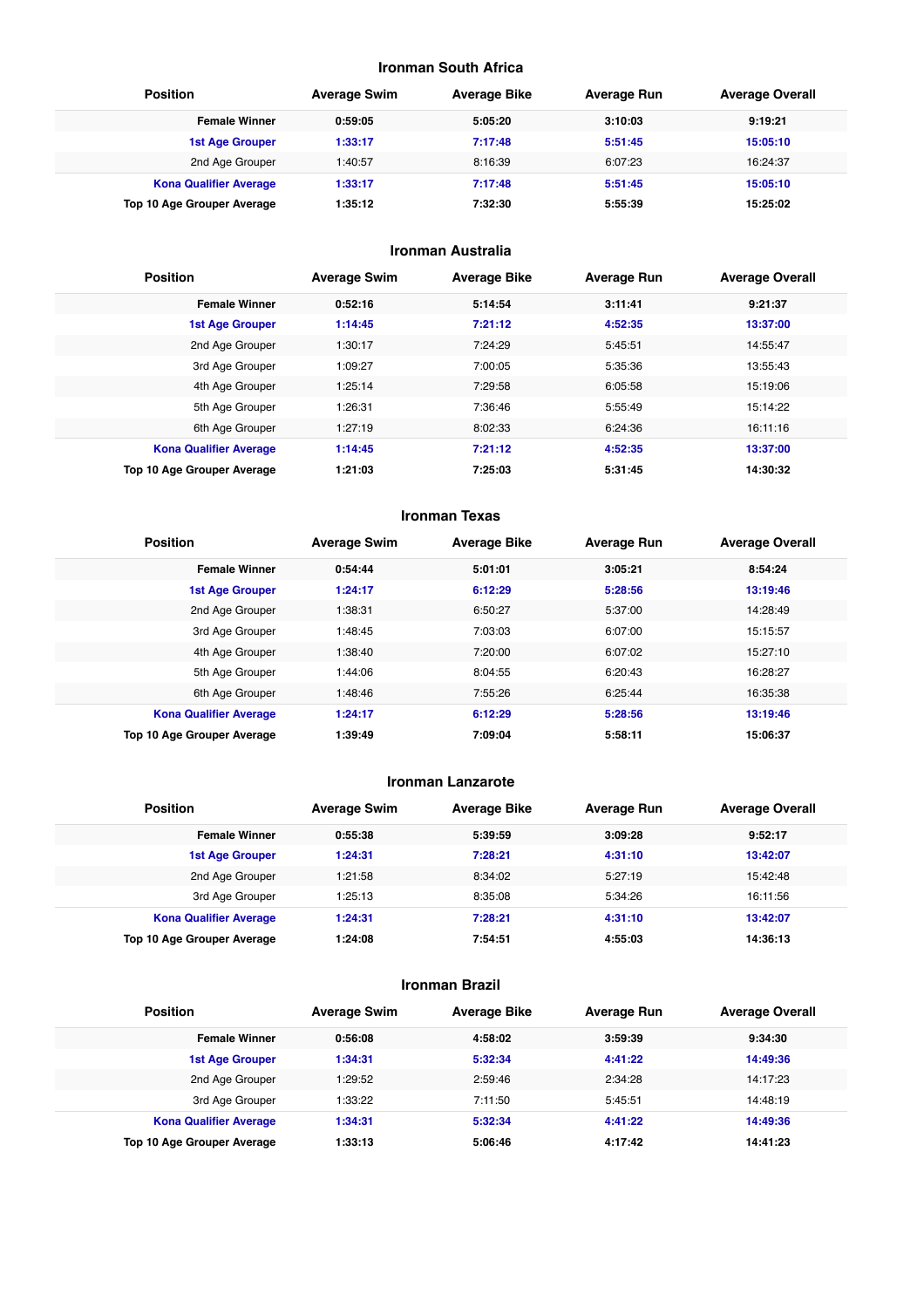## Ironman South Africa

| Position | Average Swim | Average Bike | Average Run | Average Overall |
|---|---|---|---|---|
| **Female Winner** | **0:59:05** | **5:05:20** | **3:10:03** | **9:19:21** |
| **1st Age Grouper** | **1:33:17** | **7:17:48** | **5:51:45** | **15:05:10** |
| 2nd Age Grouper | 1:40:57 | 8:16:39 | 6:07:23 | 16:24:37 |
| **Kona Qualifier Average** | **1:33:17** | **7:17:48** | **5:51:45** | **15:05:10** |
| **Top 10 Age Grouper Average** | **1:35:12** | **7:32:30** | **5:55:39** | **15:25:02** |

## Ironman Australia

| Position | Average Swim | Average Bike | Average Run | Average Overall |
|---|---|---|---|---|
| **Female Winner** | **0:52:16** | **5:14:54** | **3:11:41** | **9:21:37** |
| **1st Age Grouper** | **1:14:45** | **7:21:12** | **4:52:35** | **13:37:00** |
| 2nd Age Grouper | 1:30:17 | 7:24:29 | 5:45:51 | 14:55:47 |
| 3rd Age Grouper | 1:09:27 | 7:00:05 | 5:35:36 | 13:55:43 |
| 4th Age Grouper | 1:25:14 | 7:29:58 | 6:05:58 | 15:19:06 |
| 5th Age Grouper | 1:26:31 | 7:36:46 | 5:55:49 | 15:14:22 |
| 6th Age Grouper | 1:27:19 | 8:02:33 | 6:24:36 | 16:11:16 |
| **Kona Qualifier Average** | **1:14:45** | **7:21:12** | **4:52:35** | **13:37:00** |
| **Top 10 Age Grouper Average** | **1:21:03** | **7:25:03** | **5:31:45** | **14:30:32** |

## Ironman Texas

| Position | Average Swim | Average Bike | Average Run | Average Overall |
|---|---|---|---|---|
| **Female Winner** | **0:54:44** | **5:01:01** | **3:05:21** | **8:54:24** |
| **1st Age Grouper** | **1:24:17** | **6:12:29** | **5:28:56** | **13:19:46** |
| 2nd Age Grouper | 1:38:31 | 6:50:27 | 5:37:00 | 14:28:49 |
| 3rd Age Grouper | 1:48:45 | 7:03:03 | 6:07:00 | 15:15:57 |
| 4th Age Grouper | 1:38:40 | 7:20:00 | 6:07:02 | 15:27:10 |
| 5th Age Grouper | 1:44:06 | 8:04:55 | 6:20:43 | 16:28:27 |
| 6th Age Grouper | 1:48:46 | 7:55:26 | 6:25:44 | 16:35:38 |
| **Kona Qualifier Average** | **1:24:17** | **6:12:29** | **5:28:56** | **13:19:46** |
| **Top 10 Age Grouper Average** | **1:39:49** | **7:09:04** | **5:58:11** | **15:06:37** |

## Ironman Lanzarote

| Position | Average Swim | Average Bike | Average Run | Average Overall |
|---|---|---|---|---|
| **Female Winner** | **0:55:38** | **5:39:59** | **3:09:28** | **9:52:17** |
| **1st Age Grouper** | **1:24:31** | **7:28:21** | **4:31:10** | **13:42:07** |
| 2nd Age Grouper | 1:21:58 | 8:34:02 | 5:27:19 | 15:42:48 |
| 3rd Age Grouper | 1:25:13 | 8:35:08 | 5:34:26 | 16:11:56 |
| **Kona Qualifier Average** | **1:24:31** | **7:28:21** | **4:31:10** | **13:42:07** |
| **Top 10 Age Grouper Average** | **1:24:08** | **7:54:51** | **4:55:03** | **14:36:13** |

## Ironman Brazil

| Position | Average Swim | Average Bike | Average Run | Average Overall |
|---|---|---|---|---|
| **Female Winner** | **0:56:08** | **4:58:02** | **3:59:39** | **9:34:30** |
| **1st Age Grouper** | **1:34:31** | **5:32:34** | **4:41:22** | **14:49:36** |
| 2nd Age Grouper | 1:29:52 | 2:59:46 | 2:34:28 | 14:17:23 |
| 3rd Age Grouper | 1:33:22 | 7:11:50 | 5:45:51 | 14:48:19 |
| **Kona Qualifier Average** | **1:34:31** | **5:32:34** | **4:41:22** | **14:49:36** |
| **Top 10 Age Grouper Average** | **1:33:13** | **5:06:46** | **4:17:42** | **14:41:23** |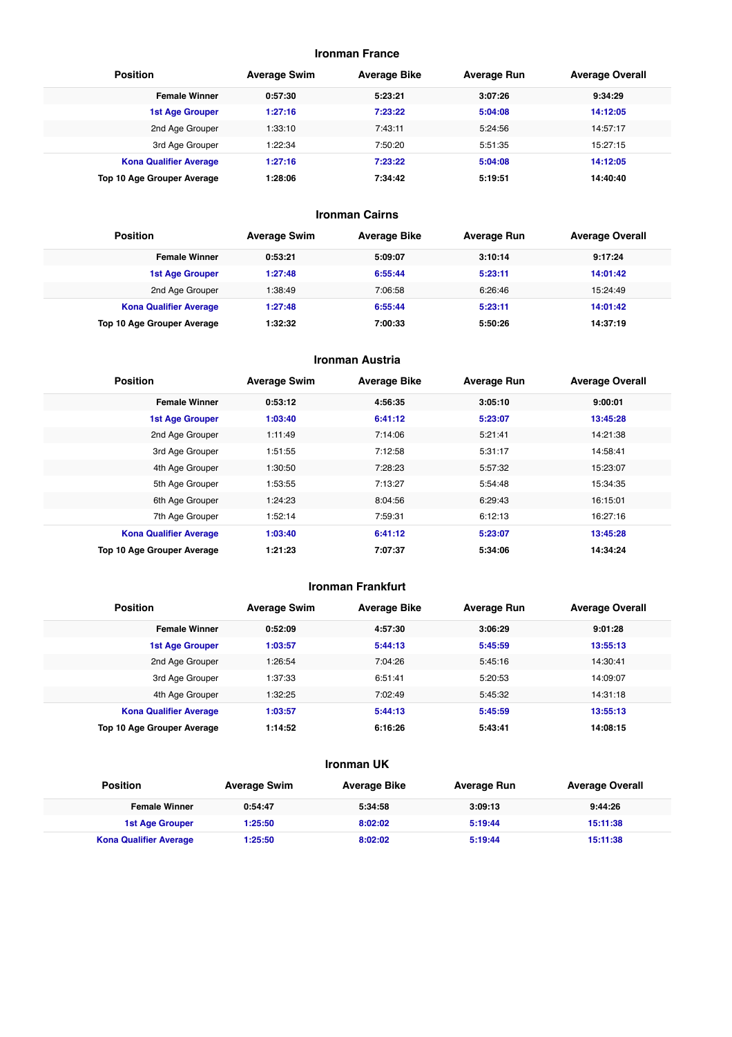## Ironman France

| Position | Average Swim | Average Bike | Average Run | Average Overall |
|---|---|---|---|---|
| **Female Winner** | **0:57:30** | **5:23:21** | **3:07:26** | **9:34:29** |
| **1st Age Grouper** | **1:27:16** | **7:23:22** | **5:04:08** | **14:12:05** |
| 2nd Age Grouper | 1:33:10 | 7:43:11 | 5:24:56 | 14:57:17 |
| 3rd Age Grouper | 1:22:34 | 7:50:20 | 5:51:35 | 15:27:15 |
| **Kona Qualifier Average** | **1:27:16** | **7:23:22** | **5:04:08** | **14:12:05** |
| **Top 10 Age Grouper Average** | **1:28:06** | **7:34:42** | **5:19:51** | **14:40:40** |

## Ironman Cairns

| Position | Average Swim | Average Bike | Average Run | Average Overall |
|---|---|---|---|---|
| **Female Winner** | **0:53:21** | **5:09:07** | **3:10:14** | **9:17:24** |
| **1st Age Grouper** | **1:27:48** | **6:55:44** | **5:23:11** | **14:01:42** |
| 2nd Age Grouper | 1:38:49 | 7:06:58 | 6:26:46 | 15:24:49 |
| **Kona Qualifier Average** | **1:27:48** | **6:55:44** | **5:23:11** | **14:01:42** |
| **Top 10 Age Grouper Average** | **1:32:32** | **7:00:33** | **5:50:26** | **14:37:19** |

## Ironman Austria

| Position | Average Swim | Average Bike | Average Run | Average Overall |
|---|---|---|---|---|
| **Female Winner** | **0:53:12** | **4:56:35** | **3:05:10** | **9:00:01** |
| **1st Age Grouper** | **1:03:40** | **6:41:12** | **5:23:07** | **13:45:28** |
| 2nd Age Grouper | 1:11:49 | 7:14:06 | 5:21:41 | 14:21:38 |
| 3rd Age Grouper | 1:51:55 | 7:12:58 | 5:31:17 | 14:58:41 |
| 4th Age Grouper | 1:30:50 | 7:28:23 | 5:57:32 | 15:23:07 |
| 5th Age Grouper | 1:53:55 | 7:13:27 | 5:54:48 | 15:34:35 |
| 6th Age Grouper | 1:24:23 | 8:04:56 | 6:29:43 | 16:15:01 |
| 7th Age Grouper | 1:52:14 | 7:59:31 | 6:12:13 | 16:27:16 |
| **Kona Qualifier Average** | **1:03:40** | **6:41:12** | **5:23:07** | **13:45:28** |
| **Top 10 Age Grouper Average** | **1:21:23** | **7:07:37** | **5:34:06** | **14:34:24** |

## Ironman Frankfurt

| Position | Average Swim | Average Bike | Average Run | Average Overall |
|---|---|---|---|---|
| **Female Winner** | **0:52:09** | **4:57:30** | **3:06:29** | **9:01:28** |
| **1st Age Grouper** | **1:03:57** | **5:44:13** | **5:45:59** | **13:55:13** |
| 2nd Age Grouper | 1:26:54 | 7:04:26 | 5:45:16 | 14:30:41 |
| 3rd Age Grouper | 1:37:33 | 6:51:41 | 5:20:53 | 14:09:07 |
| 4th Age Grouper | 1:32:25 | 7:02:49 | 5:45:32 | 14:31:18 |
| **Kona Qualifier Average** | **1:03:57** | **5:44:13** | **5:45:59** | **13:55:13** |
| **Top 10 Age Grouper Average** | **1:14:52** | **6:16:26** | **5:43:41** | **14:08:15** |

## Ironman UK

| Position | Average Swim | Average Bike | Average Run | Average Overall |
|---|---|---|---|---|
| **Female Winner** | **0:54:47** | **5:34:58** | **3:09:13** | **9:44:26** |
| **1st Age Grouper** | **1:25:50** | **8:02:02** | **5:19:44** | **15:11:38** |
| **Kona Qualifier Average** | **1:25:50** | **8:02:02** | **5:19:44** | **15:11:38** |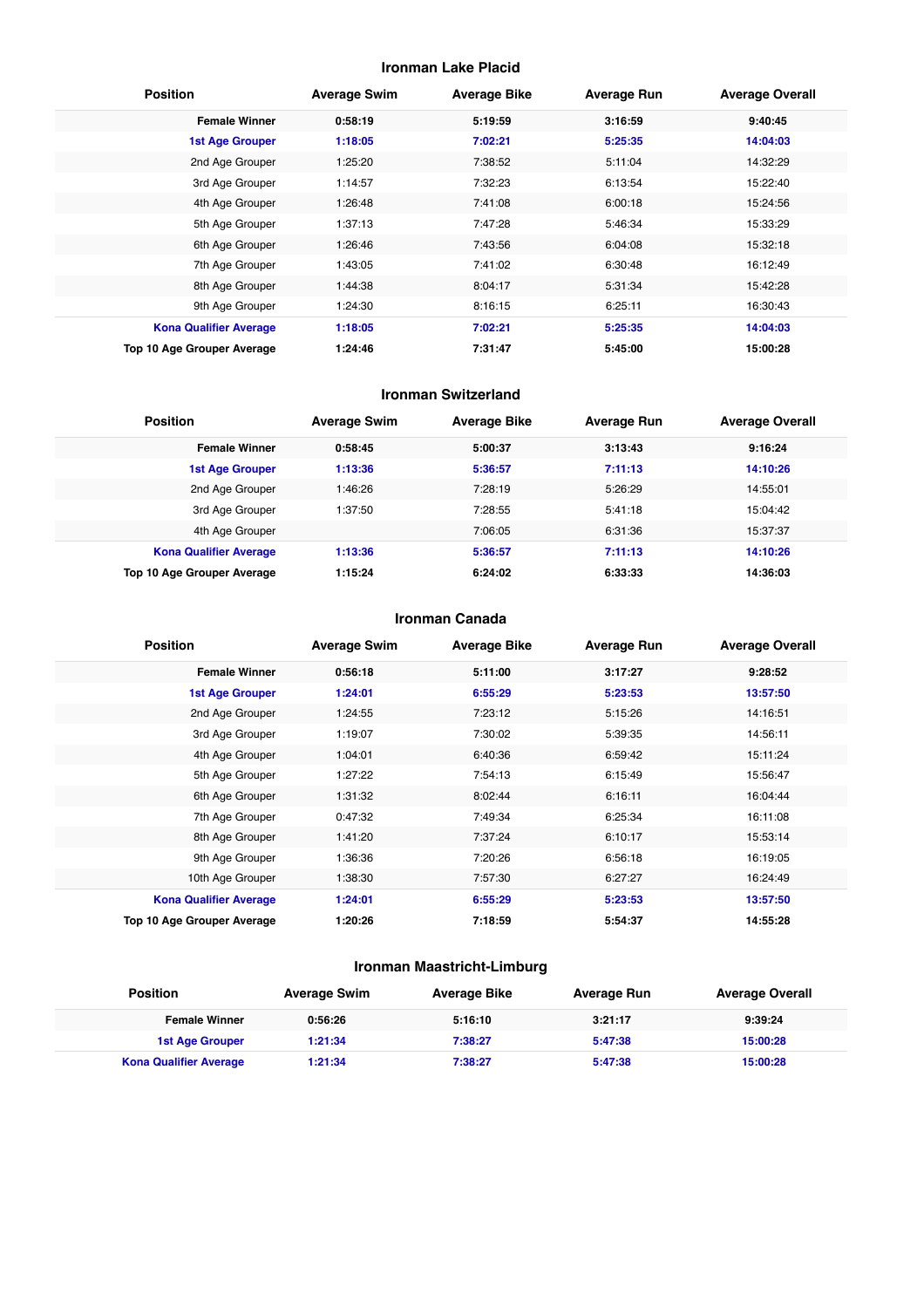## Ironman Lake Placid

| Position | Average Swim | Average Bike | Average Run | Average Overall |
|---|---|---|---|---|
| **Female Winner** | **0:58:19** | **5:19:59** | **3:16:59** | **9:40:45** |
| **1st Age Grouper** | **1:18:05** | **7:02:21** | **5:25:35** | **14:04:03** |
| 2nd Age Grouper | 1:25:20 | 7:38:52 | 5:11:04 | 14:32:29 |
| 3rd Age Grouper | 1:14:57 | 7:32:23 | 6:13:54 | 15:22:40 |
| 4th Age Grouper | 1:26:48 | 7:41:08 | 6:00:18 | 15:24:56 |
| 5th Age Grouper | 1:37:13 | 7:47:28 | 5:46:34 | 15:33:29 |
| 6th Age Grouper | 1:26:46 | 7:43:56 | 6:04:08 | 15:32:18 |
| 7th Age Grouper | 1:43:05 | 7:41:02 | 6:30:48 | 16:12:49 |
| 8th Age Grouper | 1:44:38 | 8:04:17 | 5:31:34 | 15:42:28 |
| 9th Age Grouper | 1:24:30 | 8:16:15 | 6:25:11 | 16:30:43 |
| **Kona Qualifier Average** | **1:18:05** | **7:02:21** | **5:25:35** | **14:04:03** |
| **Top 10 Age Grouper Average** | **1:24:46** | **7:31:47** | **5:45:00** | **15:00:28** |

## Ironman Switzerland

| Position | Average Swim | Average Bike | Average Run | Average Overall |
|---|---|---|---|---|
| **Female Winner** | **0:58:45** | **5:00:37** | **3:13:43** | **9:16:24** |
| **1st Age Grouper** | **1:13:36** | **5:36:57** | **7:11:13** | **14:10:26** |
| 2nd Age Grouper | 1:46:26 | 7:28:19 | 5:26:29 | 14:55:01 |
| 3rd Age Grouper | 1:37:50 | 7:28:55 | 5:41:18 | 15:04:42 |
| 4th Age Grouper | | 7:06:05 | 6:31:36 | 15:37:37 |
| **Kona Qualifier Average** | **1:13:36** | **5:36:57** | **7:11:13** | **14:10:26** |
| **Top 10 Age Grouper Average** | **1:15:24** | **6:24:02** | **6:33:33** | **14:36:03** |

## Ironman Canada

| Position | Average Swim | Average Bike | Average Run | Average Overall |
|---|---|---|---|---|
| **Female Winner** | **0:56:18** | **5:11:00** | **3:17:27** | **9:28:52** |
| **1st Age Grouper** | **1:24:01** | **6:55:29** | **5:23:53** | **13:57:50** |
| 2nd Age Grouper | 1:24:55 | 7:23:12 | 5:15:26 | 14:16:51 |
| 3rd Age Grouper | 1:19:07 | 7:30:02 | 5:39:35 | 14:56:11 |
| 4th Age Grouper | 1:04:01 | 6:40:36 | 6:59:42 | 15:11:24 |
| 5th Age Grouper | 1:27:22 | 7:54:13 | 6:15:49 | 15:56:47 |
| 6th Age Grouper | 1:31:32 | 8:02:44 | 6:16:11 | 16:04:44 |
| 7th Age Grouper | 0:47:32 | 7:49:34 | 6:25:34 | 16:11:08 |
| 8th Age Grouper | 1:41:20 | 7:37:24 | 6:10:17 | 15:53:14 |
| 9th Age Grouper | 1:36:36 | 7:20:26 | 6:56:18 | 16:19:05 |
| 10th Age Grouper | 1:38:30 | 7:57:30 | 6:27:27 | 16:24:49 |
| **Kona Qualifier Average** | **1:24:01** | **6:55:29** | **5:23:53** | **13:57:50** |
| **Top 10 Age Grouper Average** | **1:20:26** | **7:18:59** | **5:54:37** | **14:55:28** |

## Ironman Maastricht-Limburg

| Position | Average Swim | Average Bike | Average Run | Average Overall |
|---|---|---|---|---|
| **Female Winner** | **0:56:26** | **5:16:10** | **3:21:17** | **9:39:24** |
| **1st Age Grouper** | **1:21:34** | **7:38:27** | **5:47:38** | **15:00:28** |
| **Kona Qualifier Average** | **1:21:34** | **7:38:27** | **5:47:38** | **15:00:28** |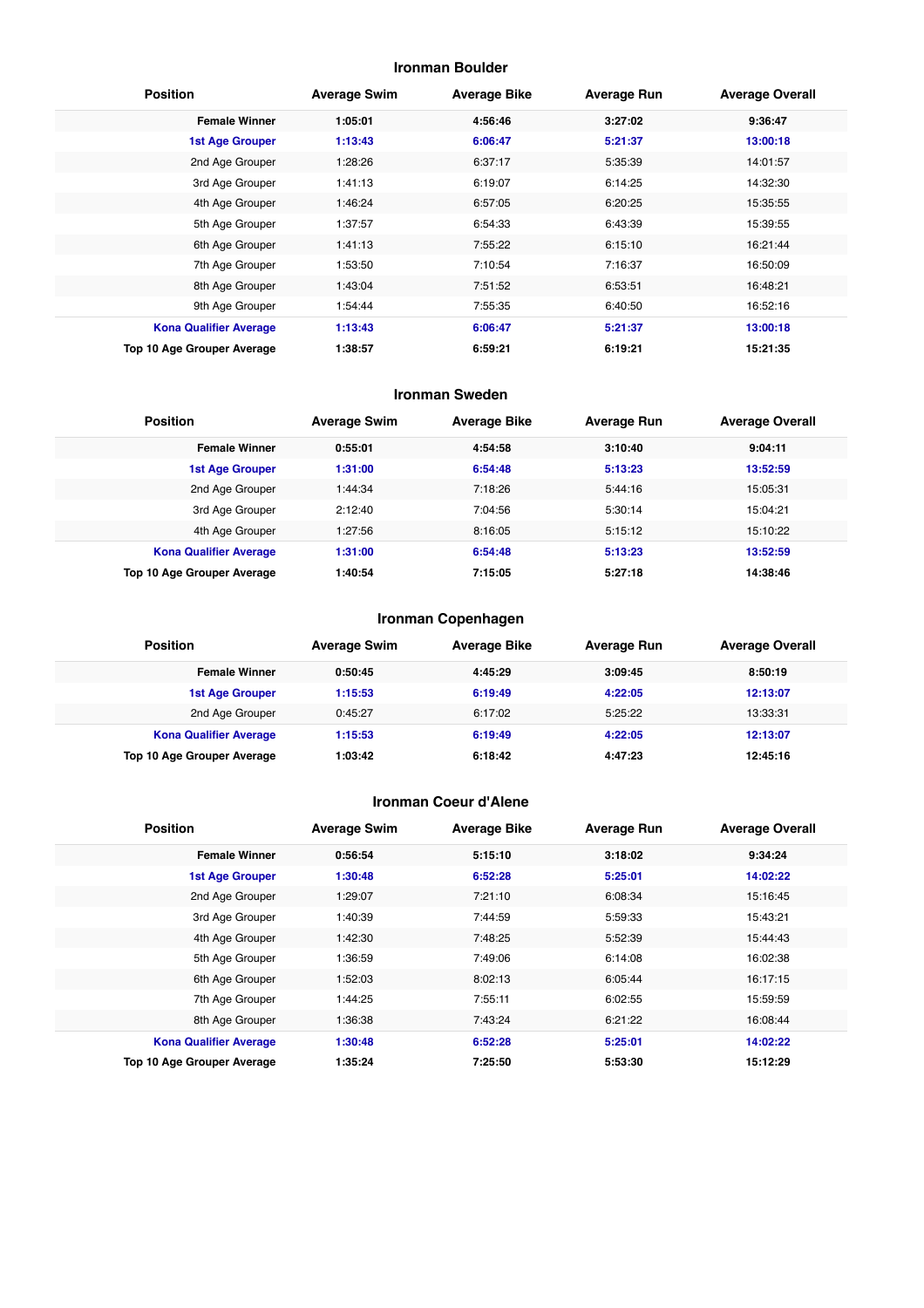## Ironman Boulder

| Position | Average Swim | Average Bike | Average Run | Average Overall |
|---|---|---|---|---|
| **Female Winner** | **1:05:01** | **4:56:46** | **3:27:02** | **9:36:47** |
| **1st Age Grouper** | **1:13:43** | **6:06:47** | **5:21:37** | **13:00:18** |
| 2nd Age Grouper | 1:28:26 | 6:37:17 | 5:35:39 | 14:01:57 |
| 3rd Age Grouper | 1:41:13 | 6:19:07 | 6:14:25 | 14:32:30 |
| 4th Age Grouper | 1:46:24 | 6:57:05 | 6:20:25 | 15:35:55 |
| 5th Age Grouper | 1:37:57 | 6:54:33 | 6:43:39 | 15:39:55 |
| 6th Age Grouper | 1:41:13 | 7:55:22 | 6:15:10 | 16:21:44 |
| 7th Age Grouper | 1:53:50 | 7:10:54 | 7:16:37 | 16:50:09 |
| 8th Age Grouper | 1:43:04 | 7:51:52 | 6:53:51 | 16:48:21 |
| 9th Age Grouper | 1:54:44 | 7:55:35 | 6:40:50 | 16:52:16 |
| **Kona Qualifier Average** | **1:13:43** | **6:06:47** | **5:21:37** | **13:00:18** |
| **Top 10 Age Grouper Average** | **1:38:57** | **6:59:21** | **6:19:21** | **15:21:35** |

## Ironman Sweden

| Position | Average Swim | Average Bike | Average Run | Average Overall |
|---|---|---|---|---|
| **Female Winner** | **0:55:01** | **4:54:58** | **3:10:40** | **9:04:11** |
| **1st Age Grouper** | **1:31:00** | **6:54:48** | **5:13:23** | **13:52:59** |
| 2nd Age Grouper | 1:44:34 | 7:18:26 | 5:44:16 | 15:05:31 |
| 3rd Age Grouper | 2:12:40 | 7:04:56 | 5:30:14 | 15:04:21 |
| 4th Age Grouper | 1:27:56 | 8:16:05 | 5:15:12 | 15:10:22 |
| **Kona Qualifier Average** | **1:31:00** | **6:54:48** | **5:13:23** | **13:52:59** |
| **Top 10 Age Grouper Average** | **1:40:54** | **7:15:05** | **5:27:18** | **14:38:46** |

## Ironman Copenhagen

| Position | Average Swim | Average Bike | Average Run | Average Overall |
|---|---|---|---|---|
| **Female Winner** | **0:50:45** | **4:45:29** | **3:09:45** | **8:50:19** |
| **1st Age Grouper** | **1:15:53** | **6:19:49** | **4:22:05** | **12:13:07** |
| 2nd Age Grouper | 0:45:27 | 6:17:02 | 5:25:22 | 13:33:31 |
| **Kona Qualifier Average** | **1:15:53** | **6:19:49** | **4:22:05** | **12:13:07** |
| **Top 10 Age Grouper Average** | **1:03:42** | **6:18:42** | **4:47:23** | **12:45:16** |

## Ironman Coeur d'Alene

| Position | Average Swim | Average Bike | Average Run | Average Overall |
|---|---|---|---|---|
| **Female Winner** | **0:56:54** | **5:15:10** | **3:18:02** | **9:34:24** |
| **1st Age Grouper** | **1:30:48** | **6:52:28** | **5:25:01** | **14:02:22** |
| 2nd Age Grouper | 1:29:07 | 7:21:10 | 6:08:34 | 15:16:45 |
| 3rd Age Grouper | 1:40:39 | 7:44:59 | 5:59:33 | 15:43:21 |
| 4th Age Grouper | 1:42:30 | 7:48:25 | 5:52:39 | 15:44:43 |
| 5th Age Grouper | 1:36:59 | 7:49:06 | 6:14:08 | 16:02:38 |
| 6th Age Grouper | 1:52:03 | 8:02:13 | 6:05:44 | 16:17:15 |
| 7th Age Grouper | 1:44:25 | 7:55:11 | 6:02:55 | 15:59:59 |
| 8th Age Grouper | 1:36:38 | 7:43:24 | 6:21:22 | 16:08:44 |
| **Kona Qualifier Average** | **1:30:48** | **6:52:28** | **5:25:01** | **14:02:22** |
| **Top 10 Age Grouper Average** | **1:35:24** | **7:25:50** | **5:53:30** | **15:12:29** |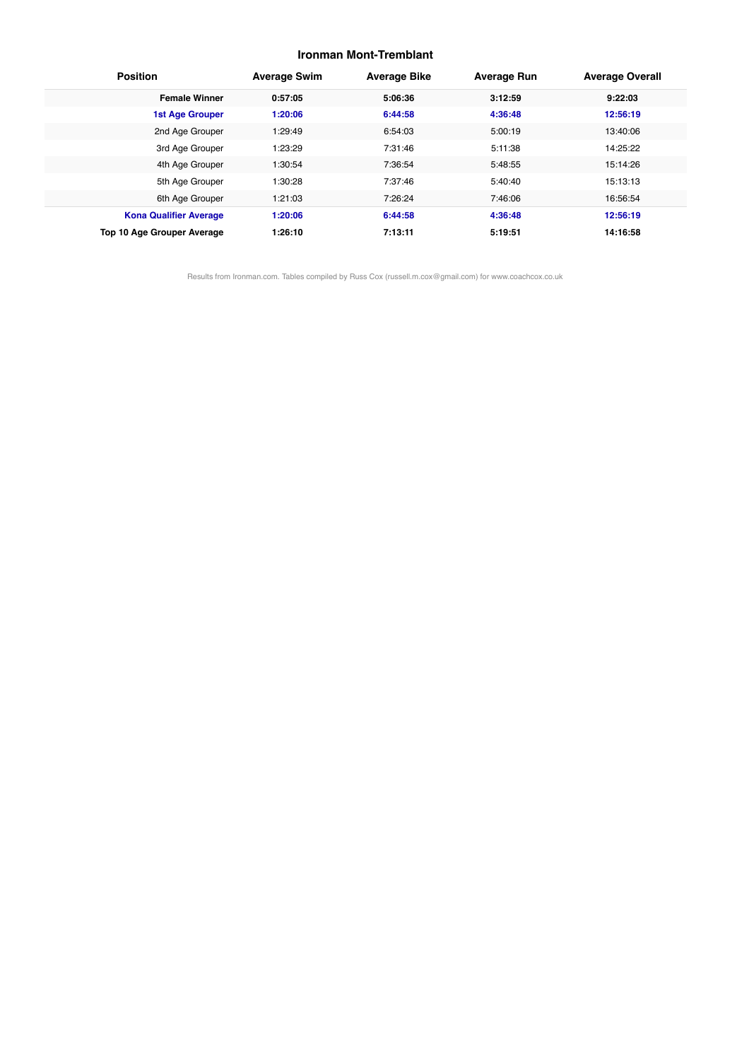### Ironman Mont-Tremblant

| Position | Average Swim | Average Bike | Average Run | Average Overall |
|---|---|---|---|---|
| **Female Winner** | **0:57:05** | **5:06:36** | **3:12:59** | **9:22:03** |
| **1st Age Grouper** | **1:20:06** | **6:44:58** | **4:36:48** | **12:56:19** |
| 2nd Age Grouper | 1:29:49 | 6:54:03 | 5:00:19 | 13:40:06 |
| 3rd Age Grouper | 1:23:29 | 7:31:46 | 5:11:38 | 14:25:22 |
| 4th Age Grouper | 1:30:54 | 7:36:54 | 5:48:55 | 15:14:26 |
| 5th Age Grouper | 1:30:28 | 7:37:46 | 5:40:40 | 15:13:13 |
| 6th Age Grouper | 1:21:03 | 7:26:24 | 7:46:06 | 16:56:54 |
| **Kona Qualifier Average** | **1:20:06** | **6:44:58** | **4:36:48** | **12:56:19** |
| **Top 10 Age Grouper Average** | **1:26:10** | **7:13:11** | **5:19:51** | **14:16:58** |

Results from Ironman.com. Tables compiled by Russ Cox (russell.m.cox@gmail.com) for www.coachcox.co.uk